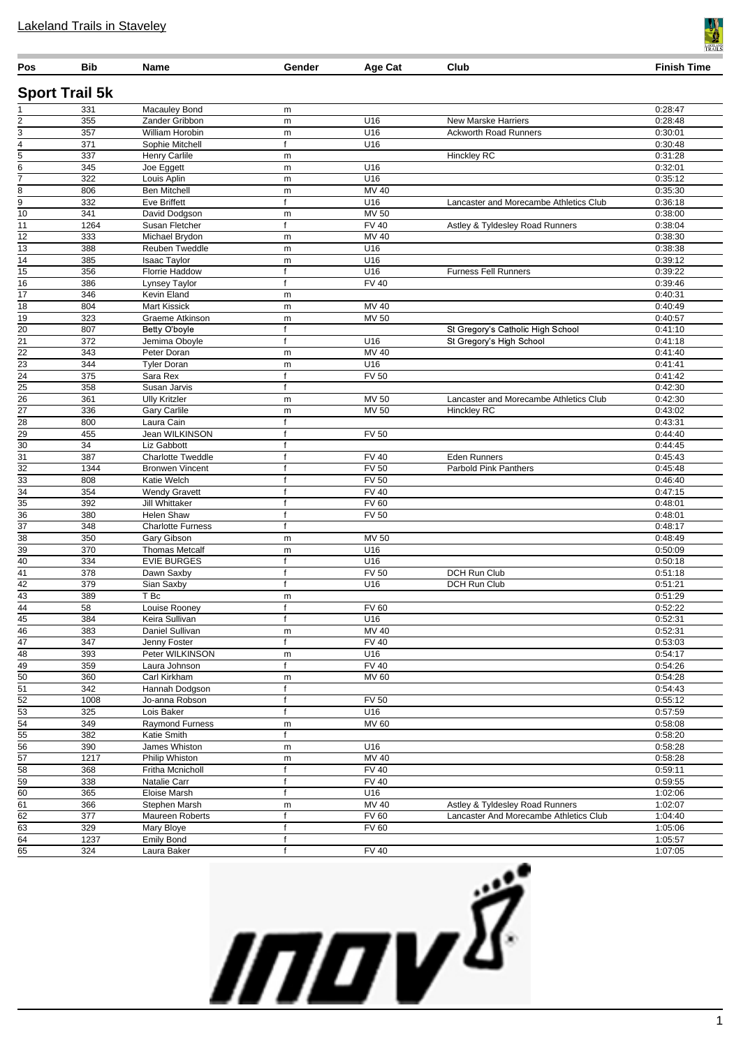Lakeland Trails in Staveley

| Pos | Bib | Name | Gender | Age Cat | Club | Finish Time |
|---|---|---|---|---|---|---|

## Sport Trail 5k

| Pos | Bib | Name | Gender | Age Cat | Club | Finish Time |
|---|---|---|---|---|---|---|
| 1 | 331 | Macauley Bond | m | | | 0:28:47 |
| 2 | 355 | Zander Gribbon | m | U16 | New Marske Harriers | 0:28:48 |
| 3 | 357 | William Horobin | m | U16 | Ackworth Road Runners | 0:30:01 |
| 4 | 371 | Sophie Mitchell | f | U16 | | 0:30:48 |
| 5 | 337 | Henry Carlile | m | | Hinckley RC | 0:31:28 |
| 6 | 345 | Joe Eggett | m | U16 | | 0:32:01 |
| 7 | 322 | Louis Aplin | m | U16 | | 0:35:12 |
| 8 | 806 | Ben Mitchell | m | MV 40 | | 0:35:30 |
| 9 | 332 | Eve Briffett | f | U16 | Lancaster and Morecambe Athletics Club | 0:36:18 |
| 10 | 341 | David Dodgson | m | MV 50 | | 0:38:00 |
| 11 | 1264 | Susan Fletcher | f | FV 40 | Astley & Tyldesley Road Runners | 0:38:04 |
| 12 | 333 | Michael Brydon | m | MV 40 | | 0:38:30 |
| 13 | 388 | Reuben Tweddle | m | U16 | | 0:38:38 |
| 14 | 385 | Isaac Taylor | m | U16 | | 0:39:12 |
| 15 | 356 | Florrie Haddow | f | U16 | Furness Fell Runners | 0:39:22 |
| 16 | 386 | Lynsey Taylor | f | FV 40 | | 0:39:46 |
| 17 | 346 | Kevin Eland | m | | | 0:40:31 |
| 18 | 804 | Mart Kissick | m | MV 40 | | 0:40:49 |
| 19 | 323 | Graeme Atkinson | m | MV 50 | | 0:40:57 |
| 20 | 807 | Betty O'boyle | f | | St Gregory's Catholic High School | 0:41:10 |
| 21 | 372 | Jemima Oboyle | f | U16 | St Gregory's High School | 0:41:18 |
| 22 | 343 | Peter Doran | m | MV 40 | | 0:41:40 |
| 23 | 344 | Tyler Doran | m | U16 | | 0:41:41 |
| 24 | 375 | Sara Rex | f | FV 50 | | 0:41:42 |
| 25 | 358 | Susan Jarvis | f | | | 0:42:30 |
| 26 | 361 | Ully Kritzler | m | MV 50 | Lancaster and Morecambe Athletics Club | 0:42:30 |
| 27 | 336 | Gary Carlile | m | MV 50 | Hinckley RC | 0:43:02 |
| 28 | 800 | Laura Cain | f | | | 0:43:31 |
| 29 | 455 | Jean WILKINSON | f | FV 50 | | 0:44:40 |
| 30 | 34 | Liz Gabbott | f | | | 0:44:45 |
| 31 | 387 | Charlotte Tweddle | f | FV 40 | Eden Runners | 0:45:43 |
| 32 | 1344 | Bronwen Vincent | f | FV 50 | Parbold Pink Panthers | 0:45:48 |
| 33 | 808 | Katie Welch | f | FV 50 | | 0:46:40 |
| 34 | 354 | Wendy Gravett | f | FV 40 | | 0:47:15 |
| 35 | 392 | Jill Whittaker | f | FV 60 | | 0:48:01 |
| 36 | 380 | Helen Shaw | f | FV 50 | | 0:48:01 |
| 37 | 348 | Charlotte Furness | f | | | 0:48:17 |
| 38 | 350 | Gary Gibson | m | MV 50 | | 0:48:49 |
| 39 | 370 | Thomas Metcalf | m | U16 | | 0:50:09 |
| 40 | 334 | EVIE BURGES | f | U16 | | 0:50:18 |
| 41 | 378 | Dawn Saxby | f | FV 50 | DCH Run Club | 0:51:18 |
| 42 | 379 | Sian Saxby | f | U16 | DCH Run Club | 0:51:21 |
| 43 | 389 | T Bc | m | | | 0:51:29 |
| 44 | 58 | Louise Rooney | f | FV 60 | | 0:52:22 |
| 45 | 384 | Keira Sullivan | f | U16 | | 0:52:31 |
| 46 | 383 | Daniel Sullivan | m | MV 40 | | 0:52:31 |
| 47 | 347 | Jenny Foster | f | FV 40 | | 0:53:03 |
| 48 | 393 | Peter WILKINSON | m | U16 | | 0:54:17 |
| 49 | 359 | Laura Johnson | f | FV 40 | | 0:54:26 |
| 50 | 360 | Carl Kirkham | m | MV 60 | | 0:54:28 |
| 51 | 342 | Hannah Dodgson | f | | | 0:54:43 |
| 52 | 1008 | Jo-anna Robson | f | FV 50 | | 0:55:12 |
| 53 | 325 | Lois Baker | f | U16 | | 0:57:59 |
| 54 | 349 | Raymond Furness | m | MV 60 | | 0:58:08 |
| 55 | 382 | Katie Smith | f | | | 0:58:20 |
| 56 | 390 | James Whiston | m | U16 | | 0:58:28 |
| 57 | 1217 | Philip Whiston | m | MV 40 | | 0:58:28 |
| 58 | 368 | Fritha Mcnicholl | f | FV 40 | | 0:59:11 |
| 59 | 338 | Natalie Carr | f | FV 40 | | 0:59:55 |
| 60 | 365 | Eloise Marsh | f | U16 | | 1:02:06 |
| 61 | 366 | Stephen Marsh | m | MV 40 | Astley & Tyldesley Road Runners | 1:02:07 |
| 62 | 377 | Maureen Roberts | f | FV 60 | Lancaster And Morecambe Athletics Club | 1:04:40 |
| 63 | 329 | Mary Bloye | f | FV 60 | | 1:05:06 |
| 64 | 1237 | Emily Bond | f | | | 1:05:57 |
| 65 | 324 | Laura Baker | f | FV 40 | | 1:07:05 |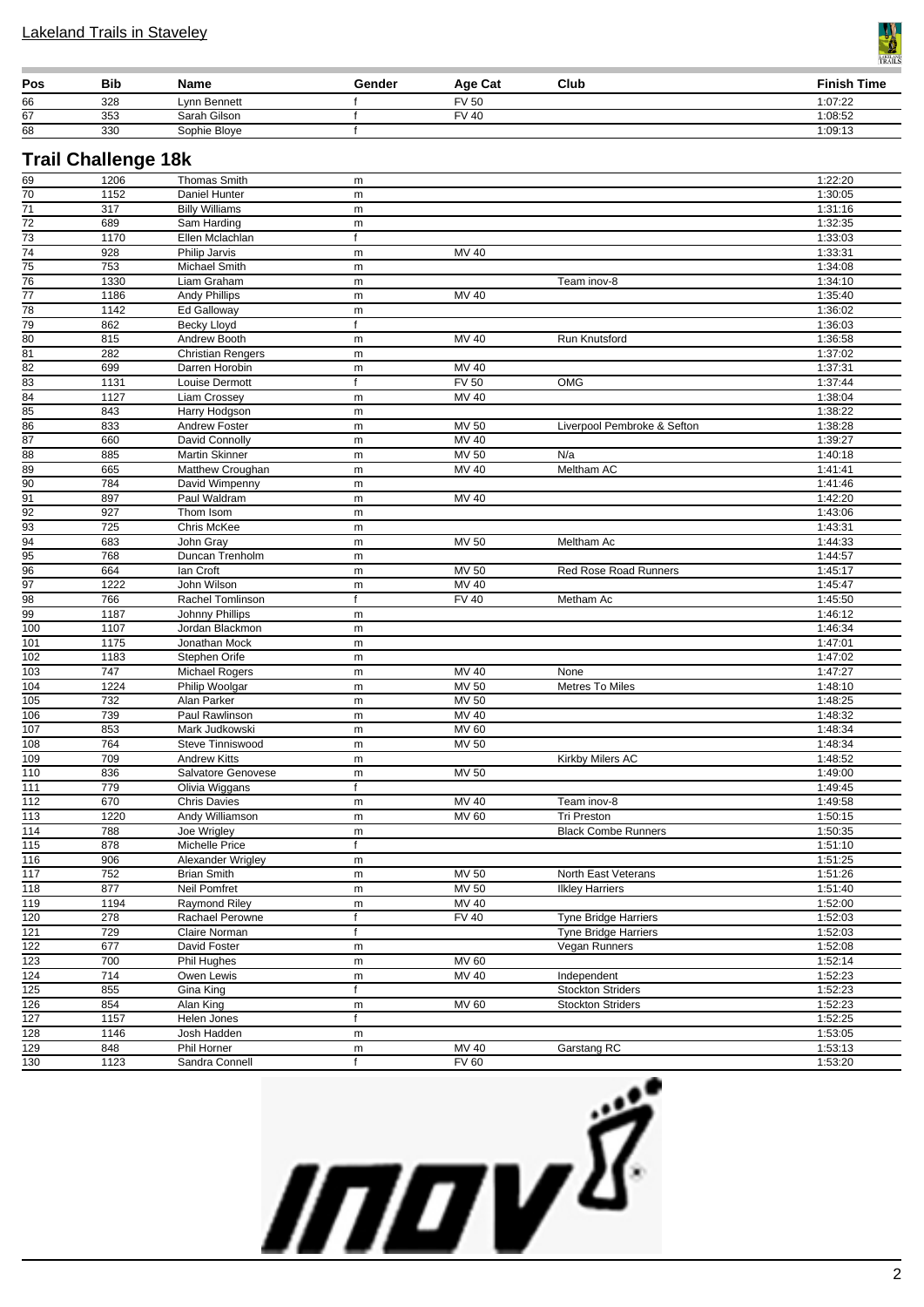| Pos | Bib | Name | Gender | Age Cat | Club | Finish Time |
|---|---|---|---|---|---|---|
| 66 | 328 | Lynn Bennett | f | FV 50 | | 1:07:22 |
| 67 | 353 | Sarah Gilson | f | FV 40 | | 1:08:52 |
| 68 | 330 | Sophie Bloye | f | | | 1:09:13 |

## Trail Challenge 18k

| Pos | Bib | Name | Gender | Age Cat | Club | Finish Time |
|---|---|---|---|---|---|---|
| 69 | 1206 | Thomas Smith | m | | | 1:22:20 |
| 70 | 1152 | Daniel Hunter | m | | | 1:30:05 |
| 71 | 317 | Billy Williams | m | | | 1:31:16 |
| 72 | 689 | Sam Harding | m | | | 1:32:35 |
| 73 | 1170 | Ellen Mclachlan | f | | | 1:33:03 |
| 74 | 928 | Philip Jarvis | m | MV 40 | | 1:33:31 |
| 75 | 753 | Michael Smith | m | | | 1:34:08 |
| 76 | 1330 | Liam Graham | m | | Team inov-8 | 1:34:10 |
| 77 | 1186 | Andy Phillips | m | MV 40 | | 1:35:40 |
| 78 | 1142 | Ed Galloway | m | | | 1:36:02 |
| 79 | 862 | Becky Lloyd | f | | | 1:36:03 |
| 80 | 815 | Andrew Booth | m | MV 40 | Run Knutsford | 1:36:58 |
| 81 | 282 | Christian Rengers | m | | | 1:37:02 |
| 82 | 699 | Darren Horobin | m | MV 40 | | 1:37:31 |
| 83 | 1131 | Louise Dermott | f | FV 50 | OMG | 1:37:44 |
| 84 | 1127 | Liam Crossey | m | MV 40 | | 1:38:04 |
| 85 | 843 | Harry Hodgson | m | | | 1:38:22 |
| 86 | 833 | Andrew Foster | m | MV 50 | Liverpool Pembroke & Sefton | 1:38:28 |
| 87 | 660 | David Connolly | m | MV 40 | | 1:39:27 |
| 88 | 885 | Martin Skinner | m | MV 50 | N/a | 1:40:18 |
| 89 | 665 | Matthew Croughan | m | MV 40 | Meltham AC | 1:41:41 |
| 90 | 784 | David Wimpenny | m | | | 1:41:46 |
| 91 | 897 | Paul Waldram | m | MV 40 | | 1:42:20 |
| 92 | 927 | Thom Isom | m | | | 1:43:06 |
| 93 | 725 | Chris McKee | m | | | 1:43:31 |
| 94 | 683 | John Gray | m | MV 50 | Meltham Ac | 1:44:33 |
| 95 | 768 | Duncan Trenholm | m | | | 1:44:57 |
| 96 | 664 | Ian Croft | m | MV 50 | Red Rose Road Runners | 1:45:17 |
| 97 | 1222 | John Wilson | m | MV 40 | | 1:45:47 |
| 98 | 766 | Rachel Tomlinson | f | FV 40 | Metham Ac | 1:45:50 |
| 99 | 1187 | Johnny Phillips | m | | | 1:46:12 |
| 100 | 1107 | Jordan Blackmon | m | | | 1:46:34 |
| 101 | 1175 | Jonathan Mock | m | | | 1:47:01 |
| 102 | 1183 | Stephen Orife | m | | | 1:47:02 |
| 103 | 747 | Michael Rogers | m | MV 40 | None | 1:47:27 |
| 104 | 1224 | Philip Woolgar | m | MV 50 | Metres To Miles | 1:48:10 |
| 105 | 732 | Alan Parker | m | MV 50 | | 1:48:25 |
| 106 | 739 | Paul Rawlinson | m | MV 40 | | 1:48:32 |
| 107 | 853 | Mark Judkowski | m | MV 60 | | 1:48:34 |
| 108 | 764 | Steve Tinniswood | m | MV 50 | | 1:48:34 |
| 109 | 709 | Andrew Kitts | m | | Kirkby Milers AC | 1:48:52 |
| 110 | 836 | Salvatore Genovese | m | MV 50 | | 1:49:00 |
| 111 | 779 | Olivia Wiggans | f | | | 1:49:45 |
| 112 | 670 | Chris Davies | m | MV 40 | Team inov-8 | 1:49:58 |
| 113 | 1220 | Andy Williamson | m | MV 60 | Tri Preston | 1:50:15 |
| 114 | 788 | Joe Wrigley | m | | Black Combe Runners | 1:50:35 |
| 115 | 878 | Michelle Price | f | | | 1:51:10 |
| 116 | 906 | Alexander Wrigley | m | | | 1:51:25 |
| 117 | 752 | Brian Smith | m | MV 50 | North East Veterans | 1:51:26 |
| 118 | 877 | Neil Pomfret | m | MV 50 | Ilkley Harriers | 1:51:40 |
| 119 | 1194 | Raymond Riley | m | MV 40 | | 1:52:00 |
| 120 | 278 | Rachael Perowne | f | FV 40 | Tyne Bridge Harriers | 1:52:03 |
| 121 | 729 | Claire Norman | f | | Tyne Bridge Harriers | 1:52:03 |
| 122 | 677 | David Foster | m | | Vegan Runners | 1:52:08 |
| 123 | 700 | Phil Hughes | m | MV 60 | | 1:52:14 |
| 124 | 714 | Owen Lewis | m | MV 40 | Independent | 1:52:23 |
| 125 | 855 | Gina King | f | | Stockton Striders | 1:52:23 |
| 126 | 854 | Alan King | m | MV 60 | Stockton Striders | 1:52:23 |
| 127 | 1157 | Helen Jones | f | | | 1:52:25 |
| 128 | 1146 | Josh Hadden | m | | | 1:53:05 |
| 129 | 848 | Phil Horner | m | MV 40 | Garstang RC | 1:53:13 |
| 130 | 1123 | Sandra Connell | f | FV 60 | | 1:53:20 |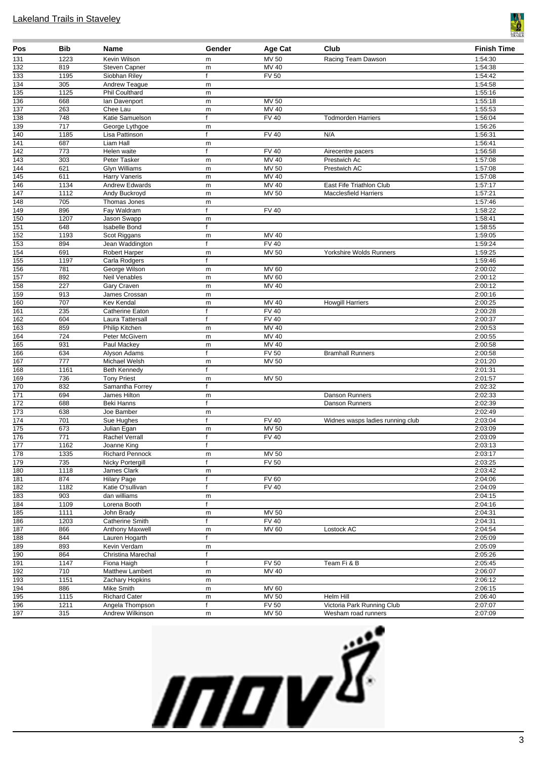## Lakeland Trails in Staveley

| Pos | Bib | Name | Gender | Age Cat | Club | Finish Time |
|---|---|---|---|---|---|---|
| 131 | 1223 | Kevin Wilson | m | MV 50 | Racing Team Dawson | 1:54:30 |
| 132 | 819 | Steven Capner | m | MV 40 | | 1:54:38 |
| 133 | 1195 | Siobhan Riley | f | FV 50 | | 1:54:42 |
| 134 | 305 | Andrew Teague | m | | | 1:54:58 |
| 135 | 1125 | Phil Coulthard | m | | | 1:55:16 |
| 136 | 668 | Ian Davenport | m | MV 50 | | 1:55:18 |
| 137 | 263 | Chee Lau | m | MV 40 | | 1:55:53 |
| 138 | 748 | Katie Samuelson | f | FV 40 | Todmorden Harriers | 1:56:04 |
| 139 | 717 | George Lythgoe | m | | | 1:56:26 |
| 140 | 1185 | Lisa Pattinson | f | FV 40 | N/A | 1:56:31 |
| 141 | 687 | Liam Hall | m | | | 1:56:41 |
| 142 | 773 | Helen waite | f | FV 40 | Airecentre pacers | 1:56:58 |
| 143 | 303 | Peter Tasker | m | MV 40 | Prestwich Ac | 1:57:08 |
| 144 | 621 | Glyn Williams | m | MV 50 | Prestwich AC | 1:57:08 |
| 145 | 611 | Harry Vaneris | m | MV 40 | | 1:57:08 |
| 146 | 1134 | Andrew Edwards | m | MV 40 | East Fife Triathlon Club | 1:57:17 |
| 147 | 1112 | Andy Buckroyd | m | MV 50 | Macclesfield Harriers | 1:57:21 |
| 148 | 705 | Thomas Jones | m | | | 1:57:46 |
| 149 | 896 | Fay Waldram | f | FV 40 | | 1:58:22 |
| 150 | 1207 | Jason Swapp | m | | | 1:58:41 |
| 151 | 648 | Isabelle Bond | f | | | 1:58:55 |
| 152 | 1193 | Scot Riggans | m | MV 40 | | 1:59:05 |
| 153 | 894 | Jean Waddington | f | FV 40 | | 1:59:24 |
| 154 | 691 | Robert Harper | m | MV 50 | Yorkshire Wolds Runners | 1:59:25 |
| 155 | 1197 | Carla Rodgers | f | | | 1:59:46 |
| 156 | 781 | George Wilson | m | MV 60 | | 2:00:02 |
| 157 | 892 | Neil Venables | m | MV 60 | | 2:00:12 |
| 158 | 227 | Gary Craven | m | MV 40 | | 2:00:12 |
| 159 | 913 | James Crossan | m | | | 2:00:16 |
| 160 | 707 | Kev Kendal | m | MV 40 | Howgill Harriers | 2:00:25 |
| 161 | 235 | Catherine Eaton | f | FV 40 | | 2:00:28 |
| 162 | 604 | Laura Tattersall | f | FV 40 | | 2:00:37 |
| 163 | 859 | Philip Kitchen | m | MV 40 | | 2:00:53 |
| 164 | 724 | Peter McGivern | m | MV 40 | | 2:00:55 |
| 165 | 931 | Paul Mackey | m | MV 40 | | 2:00:58 |
| 166 | 634 | Alyson Adams | f | FV 50 | Bramhall Runners | 2:00:58 |
| 167 | 777 | Michael Welsh | m | MV 50 | | 2:01:20 |
| 168 | 1161 | Beth Kennedy | f | | | 2:01:31 |
| 169 | 736 | Tony Priest | m | MV 50 | | 2:01:57 |
| 170 | 832 | Samantha Forrey | f | | | 2:02:32 |
| 171 | 694 | James Hilton | m | | Danson Runners | 2:02:33 |
| 172 | 688 | Beki Hanns | f | | Danson Runners | 2:02:39 |
| 173 | 638 | Joe Bamber | m | | | 2:02:49 |
| 174 | 701 | Sue Hughes | f | FV 40 | Widnes wasps ladies running club | 2:03:04 |
| 175 | 673 | Julian Egan | m | MV 50 | | 2:03:09 |
| 176 | 771 | Rachel Verrall | f | FV 40 | | 2:03:09 |
| 177 | 1162 | Joanne King | f | | | 2:03:13 |
| 178 | 1335 | Richard Pennock | m | MV 50 | | 2:03:17 |
| 179 | 735 | Nicky Portergill | f | FV 50 | | 2:03:25 |
| 180 | 1118 | James Clark | m | | | 2:03:42 |
| 181 | 874 | Hilary Page | f | FV 60 | | 2:04:06 |
| 182 | 1182 | Katie O'sullivan | f | FV 40 | | 2:04:09 |
| 183 | 903 | dan williams | m | | | 2:04:15 |
| 184 | 1109 | Lorena Booth | f | | | 2:04:16 |
| 185 | 1111 | John Brady | m | MV 50 | | 2:04:31 |
| 186 | 1203 | Catherine Smith | f | FV 40 | | 2:04:31 |
| 187 | 866 | Anthony Maxwell | m | MV 60 | Lostock AC | 2:04:54 |
| 188 | 844 | Lauren Hogarth | f | | | 2:05:09 |
| 189 | 893 | Kevin Verdam | m | | | 2:05:09 |
| 190 | 864 | Christina Marechal | f | | | 2:05:26 |
| 191 | 1147 | Fiona Haigh | f | FV 50 | Team Fi & B | 2:05:45 |
| 192 | 710 | Matthew Lambert | m | MV 40 | | 2:06:07 |
| 193 | 1151 | Zachary Hopkins | m | | | 2:06:12 |
| 194 | 886 | Mike Smith | m | MV 60 | | 2:06:15 |
| 195 | 1115 | Richard Cater | m | MV 50 | Helm Hill | 2:06:40 |
| 196 | 1211 | Angela Thompson | f | FV 50 | Victoria Park Running Club | 2:07:07 |
| 197 | 315 | Andrew Wilkinson | m | MV 50 | Wesham road runners | 2:07:09 |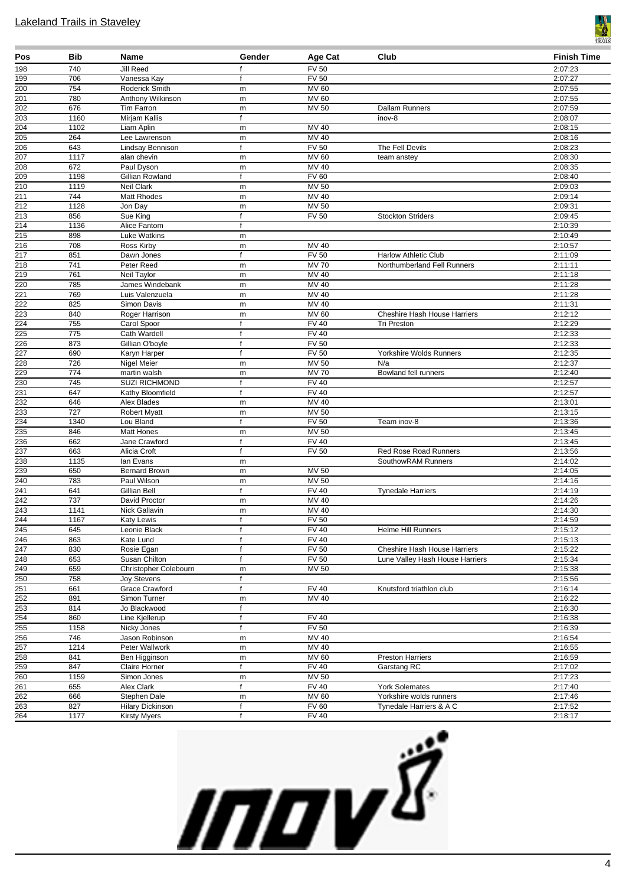Lakeland Trails in Staveley

| Pos | Bib | Name | Gender | Age Cat | Club | Finish Time |
|---|---|---|---|---|---|---|
| 198 | 740 | Jill Reed | f | FV 50 | | 2:07:23 |
| 199 | 706 | Vanessa Kay | f | FV 50 | | 2:07:27 |
| 200 | 754 | Roderick Smith | m | MV 60 | | 2:07:55 |
| 201 | 780 | Anthony Wilkinson | m | MV 60 | | 2:07:55 |
| 202 | 676 | Tim Farron | m | MV 50 | Dallam Runners | 2:07:59 |
| 203 | 1160 | Mirjam Kallis | f | | inov-8 | 2:08:07 |
| 204 | 1102 | Liam Aplin | m | MV 40 | | 2:08:15 |
| 205 | 264 | Lee Lawrenson | m | MV 40 | | 2:08:16 |
| 206 | 643 | Lindsay Bennison | f | FV 50 | The Fell Devils | 2:08:23 |
| 207 | 1117 | alan chevin | m | MV 60 | team anstey | 2:08:30 |
| 208 | 672 | Paul Dyson | m | MV 40 | | 2:08:35 |
| 209 | 1198 | Gillian Rowland | f | FV 60 | | 2:08:40 |
| 210 | 1119 | Neil Clark | m | MV 50 | | 2:09:03 |
| 211 | 744 | Matt Rhodes | m | MV 40 | | 2:09:14 |
| 212 | 1128 | Jon Day | m | MV 50 | | 2:09:31 |
| 213 | 856 | Sue King | f | FV 50 | Stockton Striders | 2:09:45 |
| 214 | 1136 | Alice Fantom | f | | | 2:10:39 |
| 215 | 898 | Luke Watkins | m | | | 2:10:49 |
| 216 | 708 | Ross Kirby | m | MV 40 | | 2:10:57 |
| 217 | 851 | Dawn Jones | f | FV 50 | Harlow Athletic Club | 2:11:09 |
| 218 | 741 | Peter Reed | m | MV 70 | Northumberland Fell Runners | 2:11:11 |
| 219 | 761 | Neil Taylor | m | MV 40 | | 2:11:18 |
| 220 | 785 | James Windebank | m | MV 40 | | 2:11:28 |
| 221 | 769 | Luis Valenzuela | m | MV 40 | | 2:11:28 |
| 222 | 825 | Simon Davis | m | MV 40 | | 2:11:31 |
| 223 | 840 | Roger Harrison | m | MV 60 | Cheshire Hash House Harriers | 2:12:12 |
| 224 | 755 | Carol Spoor | f | FV 40 | Tri Preston | 2:12:29 |
| 225 | 775 | Cath Wardell | f | FV 40 | | 2:12:33 |
| 226 | 873 | Gillian O'boyle | f | FV 50 | | 2:12:33 |
| 227 | 690 | Karyn Harper | f | FV 50 | Yorkshire Wolds Runners | 2:12:35 |
| 228 | 726 | Nigel Meier | m | MV 50 | N/a | 2:12:37 |
| 229 | 774 | martin walsh | m | MV 70 | Bowland fell runners | 2:12:40 |
| 230 | 745 | SUZI RICHMOND | f | FV 40 | | 2:12:57 |
| 231 | 647 | Kathy Bloomfield | f | FV 40 | | 2:12:57 |
| 232 | 646 | Alex Blades | m | MV 40 | | 2:13:01 |
| 233 | 727 | Robert Myatt | m | MV 50 | | 2:13:15 |
| 234 | 1340 | Lou Bland | f | FV 50 | Team inov-8 | 2:13:36 |
| 235 | 846 | Matt Hones | m | MV 50 | | 2:13:45 |
| 236 | 662 | Jane Crawford | f | FV 40 | | 2:13:45 |
| 237 | 663 | Alicia Croft | f | FV 50 | Red Rose Road Runners | 2:13:56 |
| 238 | 1135 | Ian Evans | m | | SouthowRAM Runners | 2:14:02 |
| 239 | 650 | Bernard Brown | m | MV 50 | | 2:14:05 |
| 240 | 783 | Paul Wilson | m | MV 50 | | 2:14:16 |
| 241 | 641 | Gillian Bell | f | FV 40 | Tynedale Harriers | 2:14:19 |
| 242 | 737 | David Proctor | m | MV 40 | | 2:14:26 |
| 243 | 1141 | Nick Gallavin | m | MV 40 | | 2:14:30 |
| 244 | 1167 | Katy Lewis | f | FV 50 | | 2:14:59 |
| 245 | 645 | Leonie Black | f | FV 40 | Helme Hill Runners | 2:15:12 |
| 246 | 863 | Kate Lund | f | FV 40 | | 2:15:13 |
| 247 | 830 | Rosie Egan | f | FV 50 | Cheshire Hash House Harriers | 2:15:22 |
| 248 | 653 | Susan Chilton | f | FV 50 | Lune Valley Hash House Harriers | 2:15:34 |
| 249 | 659 | Christopher Colebourn | m | MV 50 | | 2:15:38 |
| 250 | 758 | Joy Stevens | f | | | 2:15:56 |
| 251 | 661 | Grace Crawford | f | FV 40 | Knutsford triathlon club | 2:16:14 |
| 252 | 891 | Simon Turner | m | MV 40 | | 2:16:22 |
| 253 | 814 | Jo Blackwood | f | | | 2:16:30 |
| 254 | 860 | Line Kjellerup | f | FV 40 | | 2:16:38 |
| 255 | 1158 | Nicky Jones | f | FV 50 | | 2:16:39 |
| 256 | 746 | Jason Robinson | m | MV 40 | | 2:16:54 |
| 257 | 1214 | Peter Wallwork | m | MV 40 | | 2:16:55 |
| 258 | 841 | Ben Higginson | m | MV 60 | Preston Harriers | 2:16:59 |
| 259 | 847 | Claire Horner | f | FV 40 | Garstang RC | 2:17:02 |
| 260 | 1159 | Simon Jones | m | MV 50 | | 2:17:23 |
| 261 | 655 | Alex Clark | f | FV 40 | York Solemates | 2:17:40 |
| 262 | 666 | Stephen Dale | m | MV 60 | Yorkshire wolds runners | 2:17:46 |
| 263 | 827 | Hilary Dickinson | f | FV 60 | Tynedale Harriers & A C | 2:17:52 |
| 264 | 1177 | Kirsty Myers | f | FV 40 | | 2:18:17 |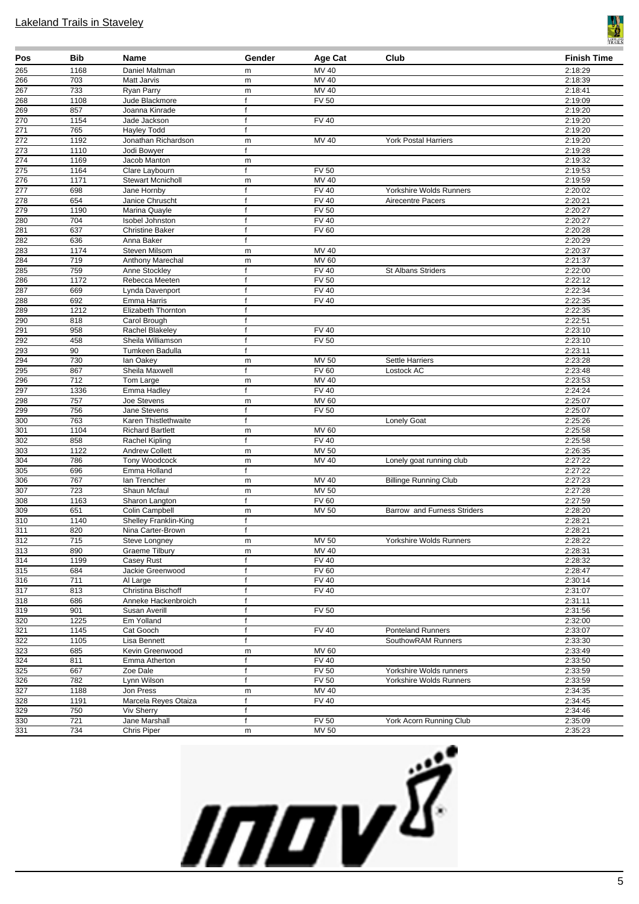Lakeland Trails in Staveley

| Pos | Bib | Name | Gender | Age Cat | Club | Finish Time |
|---|---|---|---|---|---|---|
| 265 | 1168 | Daniel Maltman | m | MV 40 | | 2:18:29 |
| 266 | 703 | Matt Jarvis | m | MV 40 | | 2:18:39 |
| 267 | 733 | Ryan Parry | m | MV 40 | | 2:18:41 |
| 268 | 1108 | Jude Blackmore | f | FV 50 | | 2:19:09 |
| 269 | 857 | Joanna Kinrade | f | | | 2:19:20 |
| 270 | 1154 | Jade Jackson | f | FV 40 | | 2:19:20 |
| 271 | 765 | Hayley Todd | f | | | 2:19:20 |
| 272 | 1192 | Jonathan Richardson | m | MV 40 | York Postal Harriers | 2:19:20 |
| 273 | 1110 | Jodi Bowyer | f | | | 2:19:28 |
| 274 | 1169 | Jacob Manton | m | | | 2:19:32 |
| 275 | 1164 | Clare Laybourn | f | FV 50 | | 2:19:53 |
| 276 | 1171 | Stewart Mcnicholl | m | MV 40 | | 2:19:59 |
| 277 | 698 | Jane Hornby | f | FV 40 | Yorkshire Wolds Runners | 2:20:02 |
| 278 | 654 | Janice Chruscht | f | FV 40 | Airecentre Pacers | 2:20:21 |
| 279 | 1190 | Marina Quayle | f | FV 50 | | 2:20:27 |
| 280 | 704 | Isobel Johnston | f | FV 40 | | 2:20:27 |
| 281 | 637 | Christine Baker | f | FV 60 | | 2:20:28 |
| 282 | 636 | Anna Baker | f | | | 2:20:29 |
| 283 | 1174 | Steven Milsom | m | MV 40 | | 2:20:37 |
| 284 | 719 | Anthony Marechal | m | MV 60 | | 2:21:37 |
| 285 | 759 | Anne Stockley | f | FV 40 | St Albans Striders | 2:22:00 |
| 286 | 1172 | Rebecca Meeten | f | FV 50 | | 2:22:12 |
| 287 | 669 | Lynda Davenport | f | FV 40 | | 2:22:34 |
| 288 | 692 | Emma Harris | f | FV 40 | | 2:22:35 |
| 289 | 1212 | Elizabeth Thornton | f | | | 2:22:35 |
| 290 | 818 | Carol Brough | f | | | 2:22:51 |
| 291 | 958 | Rachel Blakeley | f | FV 40 | | 2:23:10 |
| 292 | 458 | Sheila Williamson | f | FV 50 | | 2:23:10 |
| 293 | 90 | Tumkeen Badulla | f | | | 2:23:11 |
| 294 | 730 | Ian Oakey | m | MV 50 | Settle Harriers | 2:23:28 |
| 295 | 867 | Sheila Maxwell | f | FV 60 | Lostock AC | 2:23:48 |
| 296 | 712 | Tom Large | m | MV 40 | | 2:23:53 |
| 297 | 1336 | Emma Hadley | f | FV 40 | | 2:24:24 |
| 298 | 757 | Joe Stevens | m | MV 60 | | 2:25:07 |
| 299 | 756 | Jane Stevens | f | FV 50 | | 2:25:07 |
| 300 | 763 | Karen Thistlethwaite | f | | Lonely Goat | 2:25:26 |
| 301 | 1104 | Richard Bartlett | m | MV 60 | | 2:25:58 |
| 302 | 858 | Rachel Kipling | f | FV 40 | | 2:25:58 |
| 303 | 1122 | Andrew Collett | m | MV 50 | | 2:26:35 |
| 304 | 786 | Tony Woodcock | m | MV 40 | Lonely goat running club | 2:27:22 |
| 305 | 696 | Emma Holland | f | | | 2:27:22 |
| 306 | 767 | Ian Trencher | m | MV 40 | Billinge Running Club | 2:27:23 |
| 307 | 723 | Shaun Mcfaul | m | MV 50 | | 2:27:28 |
| 308 | 1163 | Sharon Langton | f | FV 60 | | 2:27:59 |
| 309 | 651 | Colin Campbell | m | MV 50 | Barrow and Furness Striders | 2:28:20 |
| 310 | 1140 | Shelley Franklin-King | f | | | 2:28:21 |
| 311 | 820 | Nina Carter-Brown | f | | | 2:28:21 |
| 312 | 715 | Steve Longney | m | MV 50 | Yorkshire Wolds Runners | 2:28:22 |
| 313 | 890 | Graeme Tilbury | m | MV 40 | | 2:28:31 |
| 314 | 1199 | Casey Rust | f | FV 40 | | 2:28:32 |
| 315 | 684 | Jackie Greenwood | f | FV 60 | | 2:28:47 |
| 316 | 711 | Al Large | f | FV 40 | | 2:30:14 |
| 317 | 813 | Christina Bischoff | f | FV 40 | | 2:31:07 |
| 318 | 686 | Anneke Hackenbroich | f | | | 2:31:11 |
| 319 | 901 | Susan Averill | f | FV 50 | | 2:31:56 |
| 320 | 1225 | Em Yolland | f | | | 2:32:00 |
| 321 | 1145 | Cat Gooch | f | FV 40 | Ponteland Runners | 2:33:07 |
| 322 | 1105 | Lisa Bennett | f | | SouthowRAM Runners | 2:33:30 |
| 323 | 685 | Kevin Greenwood | m | MV 60 | | 2:33:49 |
| 324 | 811 | Emma Atherton | f | FV 40 | | 2:33:50 |
| 325 | 667 | Zoe Dale | f | FV 50 | Yorkshire Wolds runners | 2:33:59 |
| 326 | 782 | Lynn Wilson | f | FV 50 | Yorkshire Wolds Runners | 2:33:59 |
| 327 | 1188 | Jon Press | m | MV 40 | | 2:34:35 |
| 328 | 1191 | Marcela Reyes Otaiza | f | FV 40 | | 2:34:45 |
| 329 | 750 | Viv Sherry | f | | | 2:34:46 |
| 330 | 721 | Jane Marshall | f | FV 50 | York Acorn Running Club | 2:35:09 |
| 331 | 734 | Chris Piper | m | MV 50 | | 2:35:23 |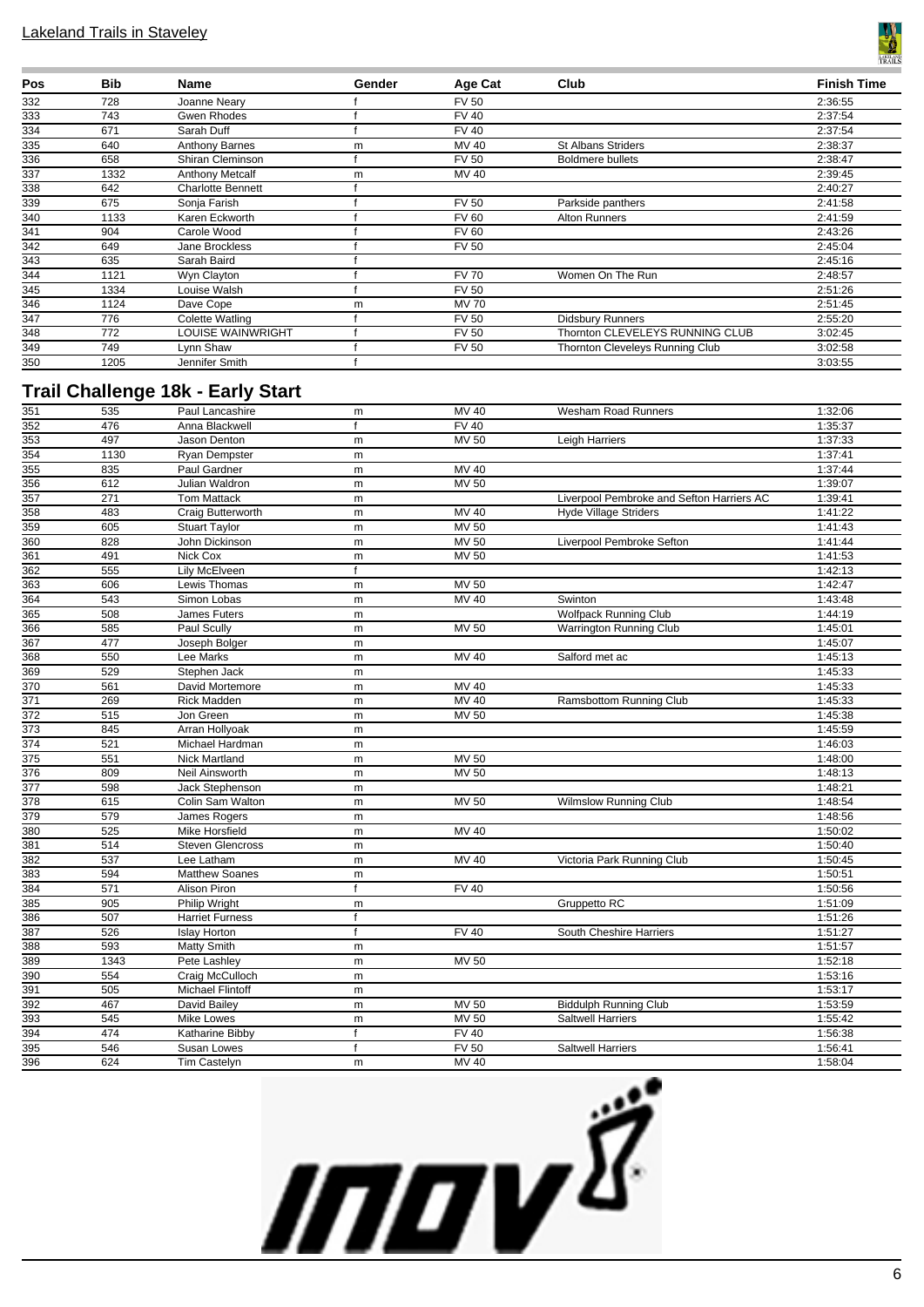| Pos | Bib | Name | Gender | Age Cat | Club | Finish Time |
|---|---|---|---|---|---|---|
| 332 | 728 | Joanne Neary | f | FV 50 | | 2:36:55 |
| 333 | 743 | Gwen Rhodes | f | FV 40 | | 2:37:54 |
| 334 | 671 | Sarah Duff | f | FV 40 | | 2:37:54 |
| 335 | 640 | Anthony Barnes | m | MV 40 | St Albans Striders | 2:38:37 |
| 336 | 658 | Shiran Cleminson | f | FV 50 | Boldmere bullets | 2:38:47 |
| 337 | 1332 | Anthony Metcalf | m | MV 40 | | 2:39:45 |
| 338 | 642 | Charlotte Bennett | f | | | 2:40:27 |
| 339 | 675 | Sonja Farish | f | FV 50 | Parkside panthers | 2:41:58 |
| 340 | 1133 | Karen Eckworth | f | FV 60 | Alton Runners | 2:41:59 |
| 341 | 904 | Carole Wood | f | FV 60 | | 2:43:26 |
| 342 | 649 | Jane Brockless | f | FV 50 | | 2:45:04 |
| 343 | 635 | Sarah Baird | f | | | 2:45:16 |
| 344 | 1121 | Wyn Clayton | f | FV 70 | Women On The Run | 2:48:57 |
| 345 | 1334 | Louise Walsh | f | FV 50 | | 2:51:26 |
| 346 | 1124 | Dave Cope | m | MV 70 | | 2:51:45 |
| 347 | 776 | Colette Watling | f | FV 50 | Didsbury Runners | 2:55:20 |
| 348 | 772 | LOUISE WAINWRIGHT | f | FV 50 | Thornton CLEVELEYS RUNNING CLUB | 3:02:45 |
| 349 | 749 | Lynn Shaw | f | FV 50 | Thornton Cleveleys Running Club | 3:02:58 |
| 350 | 1205 | Jennifer Smith | f | | | 3:03:55 |

## Trail Challenge 18k - Early Start

| Pos | Bib | Name | Gender | Age Cat | Club | Finish Time |
|---|---|---|---|---|---|---|
| 351 | 535 | Paul Lancashire | m | MV 40 | Wesham Road Runners | 1:32:06 |
| 352 | 476 | Anna Blackwell | f | FV 40 | | 1:35:37 |
| 353 | 497 | Jason Denton | m | MV 50 | Leigh Harriers | 1:37:33 |
| 354 | 1130 | Ryan Dempster | m | | | 1:37:41 |
| 355 | 835 | Paul Gardner | m | MV 40 | | 1:37:44 |
| 356 | 612 | Julian Waldron | m | MV 50 | | 1:39:07 |
| 357 | 271 | Tom Mattack | m | | Liverpool Pembroke and Sefton Harriers AC | 1:39:41 |
| 358 | 483 | Craig Butterworth | m | MV 40 | Hyde Village Striders | 1:41:22 |
| 359 | 605 | Stuart Taylor | m | MV 50 | | 1:41:43 |
| 360 | 828 | John Dickinson | m | MV 50 | Liverpool Pembroke Sefton | 1:41:44 |
| 361 | 491 | Nick Cox | m | MV 50 | | 1:41:53 |
| 362 | 555 | Lily McElveen | f | | | 1:42:13 |
| 363 | 606 | Lewis Thomas | m | MV 50 | | 1:42:47 |
| 364 | 543 | Simon Lobas | m | MV 40 | Swinton | 1:43:48 |
| 365 | 508 | James Futers | m | | Wolfpack Running Club | 1:44:19 |
| 366 | 585 | Paul Scully | m | MV 50 | Warrington Running Club | 1:45:01 |
| 367 | 477 | Joseph Bolger | m | | | 1:45:07 |
| 368 | 550 | Lee Marks | m | MV 40 | Salford met ac | 1:45:13 |
| 369 | 529 | Stephen Jack | m | | | 1:45:33 |
| 370 | 561 | David Mortemore | m | MV 40 | | 1:45:33 |
| 371 | 269 | Rick Madden | m | MV 40 | Ramsbottom Running Club | 1:45:33 |
| 372 | 515 | Jon Green | m | MV 50 | | 1:45:38 |
| 373 | 845 | Arran Hollyoak | m | | | 1:45:59 |
| 374 | 521 | Michael Hardman | m | | | 1:46:03 |
| 375 | 551 | Nick Martland | m | MV 50 | | 1:48:00 |
| 376 | 809 | Neil Ainsworth | m | MV 50 | | 1:48:13 |
| 377 | 598 | Jack Stephenson | m | | | 1:48:21 |
| 378 | 615 | Colin Sam Walton | m | MV 50 | Wilmslow Running Club | 1:48:54 |
| 379 | 579 | James Rogers | m | | | 1:48:56 |
| 380 | 525 | Mike Horsfield | m | MV 40 | | 1:50:02 |
| 381 | 514 | Steven Glencross | m | | | 1:50:40 |
| 382 | 537 | Lee Latham | m | MV 40 | Victoria Park Running Club | 1:50:45 |
| 383 | 594 | Matthew Soanes | m | | | 1:50:51 |
| 384 | 571 | Alison Piron | f | FV 40 | | 1:50:56 |
| 385 | 905 | Philip Wright | m | | Gruppetto RC | 1:51:09 |
| 386 | 507 | Harriet Furness | f | | | 1:51:26 |
| 387 | 526 | Islay Horton | f | FV 40 | South Cheshire Harriers | 1:51:27 |
| 388 | 593 | Matty Smith | m | | | 1:51:57 |
| 389 | 1343 | Pete Lashley | m | MV 50 | | 1:52:18 |
| 390 | 554 | Craig McCulloch | m | | | 1:53:16 |
| 391 | 505 | Michael Flintoff | m | | | 1:53:17 |
| 392 | 467 | David Bailey | m | MV 50 | Biddulph Running Club | 1:53:59 |
| 393 | 545 | Mike Lowes | m | MV 50 | Saltwell Harriers | 1:55:42 |
| 394 | 474 | Katharine Bibby | f | FV 40 | | 1:56:38 |
| 395 | 546 | Susan Lowes | f | FV 50 | Saltwell Harriers | 1:56:41 |
| 396 | 624 | Tim Castelyn | m | MV 40 | | 1:58:04 |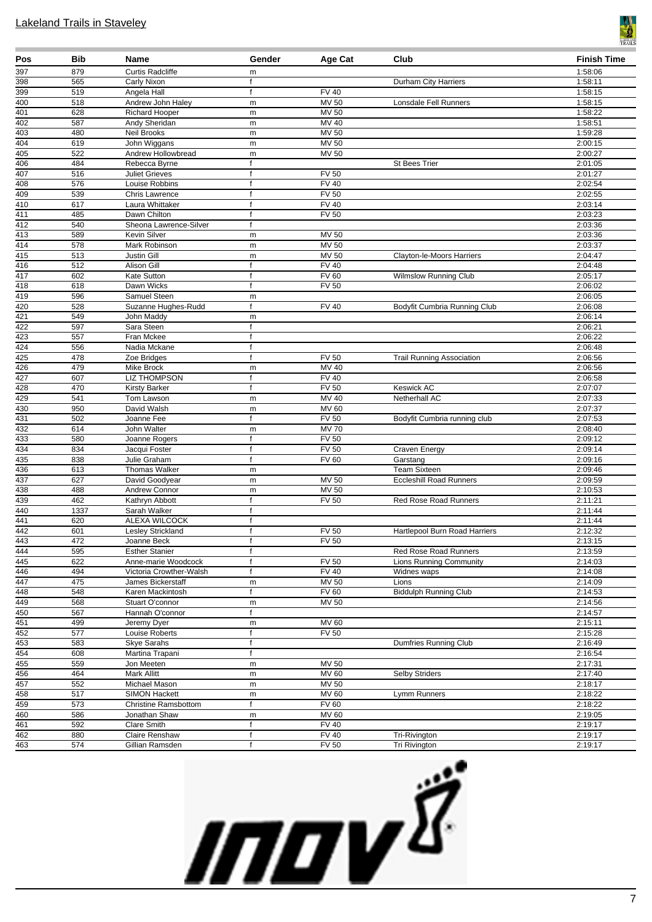| Pos | Bib | Name | Gender | Age Cat | Club | Finish Time |
|---|---|---|---|---|---|---|
| 397 | 879 | Curtis Radcliffe | m | | | 1:58:06 |
| 398 | 565 | Carly Nixon | f | | Durham City Harriers | 1:58:11 |
| 399 | 519 | Angela Hall | f | FV 40 | | 1:58:15 |
| 400 | 518 | Andrew John Haley | m | MV 50 | Lonsdale Fell Runners | 1:58:15 |
| 401 | 628 | Richard Hooper | m | MV 50 | | 1:58:22 |
| 402 | 587 | Andy Sheridan | m | MV 40 | | 1:58:51 |
| 403 | 480 | Neil Brooks | m | MV 50 | | 1:59:28 |
| 404 | 619 | John Wiggans | m | MV 50 | | 2:00:15 |
| 405 | 522 | Andrew Hollowbread | m | MV 50 | | 2:00:27 |
| 406 | 484 | Rebecca Byrne | f | | St Bees Trier | 2:01:05 |
| 407 | 516 | Juliet Grieves | f | FV 50 | | 2:01:27 |
| 408 | 576 | Louise Robbins | f | FV 40 | | 2:02:54 |
| 409 | 539 | Chris Lawrence | f | FV 50 | | 2:02:55 |
| 410 | 617 | Laura Whittaker | f | FV 40 | | 2:03:14 |
| 411 | 485 | Dawn Chilton | f | FV 50 | | 2:03:23 |
| 412 | 540 | Sheona Lawrence-Silver | f | | | 2:03:36 |
| 413 | 589 | Kevin Silver | m | MV 50 | | 2:03:36 |
| 414 | 578 | Mark Robinson | m | MV 50 | | 2:03:37 |
| 415 | 513 | Justin Gill | m | MV 50 | Clayton-le-Moors Harriers | 2:04:47 |
| 416 | 512 | Alison Gill | f | FV 40 | | 2:04:48 |
| 417 | 602 | Kate Sutton | f | FV 60 | Wilmslow Running Club | 2:05:17 |
| 418 | 618 | Dawn Wicks | f | FV 50 | | 2:06:02 |
| 419 | 596 | Samuel Steen | m | | | 2:06:05 |
| 420 | 528 | Suzanne Hughes-Rudd | f | FV 40 | Bodyfit Cumbria Running Club | 2:06:08 |
| 421 | 549 | John Maddy | m | | | 2:06:14 |
| 422 | 597 | Sara Steen | f | | | 2:06:21 |
| 423 | 557 | Fran Mckee | f | | | 2:06:22 |
| 424 | 556 | Nadia Mckane | f | | | 2:06:48 |
| 425 | 478 | Zoe Bridges | f | FV 50 | Trail Running Association | 2:06:56 |
| 426 | 479 | Mike Brock | m | MV 40 | | 2:06:56 |
| 427 | 607 | LIZ THOMPSON | f | FV 40 | | 2:06:58 |
| 428 | 470 | Kirsty Barker | f | FV 50 | Keswick AC | 2:07:07 |
| 429 | 541 | Tom Lawson | m | MV 40 | Netherhall AC | 2:07:33 |
| 430 | 950 | David Walsh | m | MV 60 | | 2:07:37 |
| 431 | 502 | Joanne Fee | f | FV 50 | Bodyfit Cumbria running club | 2:07:53 |
| 432 | 614 | John Walter | m | MV 70 | | 2:08:40 |
| 433 | 580 | Joanne Rogers | f | FV 50 | | 2:09:12 |
| 434 | 834 | Jacqui Foster | f | FV 50 | Craven Energy | 2:09:14 |
| 435 | 838 | Julie Graham | f | FV 60 | Garstang | 2:09:16 |
| 436 | 613 | Thomas Walker | m | | Team Sixteen | 2:09:46 |
| 437 | 627 | David Goodyear | m | MV 50 | Eccleshill Road Runners | 2:09:59 |
| 438 | 488 | Andrew Connor | m | MV 50 | | 2:10:53 |
| 439 | 462 | Kathryn Abbott | f | FV 50 | Red Rose Road Runners | 2:11:21 |
| 440 | 1337 | Sarah Walker | f | | | 2:11:44 |
| 441 | 620 | ALEXA WILCOCK | f | | | 2:11:44 |
| 442 | 601 | Lesley Strickland | f | FV 50 | Hartlepool Burn Road Harriers | 2:12:32 |
| 443 | 472 | Joanne Beck | f | FV 50 | | 2:13:15 |
| 444 | 595 | Esther Stanier | f | | Red Rose Road Runners | 2:13:59 |
| 445 | 622 | Anne-marie Woodcock | f | FV 50 | Lions Running Community | 2:14:03 |
| 446 | 494 | Victoria Crowther-Walsh | f | FV 40 | Widnes waps | 2:14:08 |
| 447 | 475 | James Bickerstaff | m | MV 50 | Lions | 2:14:09 |
| 448 | 548 | Karen Mackintosh | f | FV 60 | Biddulph Running Club | 2:14:53 |
| 449 | 568 | Stuart O'connor | m | MV 50 | | 2:14:56 |
| 450 | 567 | Hannah O'connor | f | | | 2:14:57 |
| 451 | 499 | Jeremy Dyer | m | MV 60 | | 2:15:11 |
| 452 | 577 | Louise Roberts | f | FV 50 | | 2:15:28 |
| 453 | 583 | Skye Sarahs | f | | Dumfries Running Club | 2:16:49 |
| 454 | 608 | Martina Trapani | f | | | 2:16:54 |
| 455 | 559 | Jon Meeten | m | MV 50 | | 2:17:31 |
| 456 | 464 | Mark Allitt | m | MV 60 | Selby Striders | 2:17:40 |
| 457 | 552 | Michael Mason | m | MV 50 | | 2:18:17 |
| 458 | 517 | SIMON Hackett | m | MV 60 | Lymm Runners | 2:18:22 |
| 459 | 573 | Christine Ramsbottom | f | FV 60 | | 2:18:22 |
| 460 | 586 | Jonathan Shaw | m | MV 60 | | 2:19:05 |
| 461 | 592 | Clare Smith | f | FV 40 | | 2:19:17 |
| 462 | 880 | Claire Renshaw | f | FV 40 | Tri-Rivington | 2:19:17 |
| 463 | 574 | Gillian Ramsden | f | FV 50 | Tri Rivington | 2:19:17 |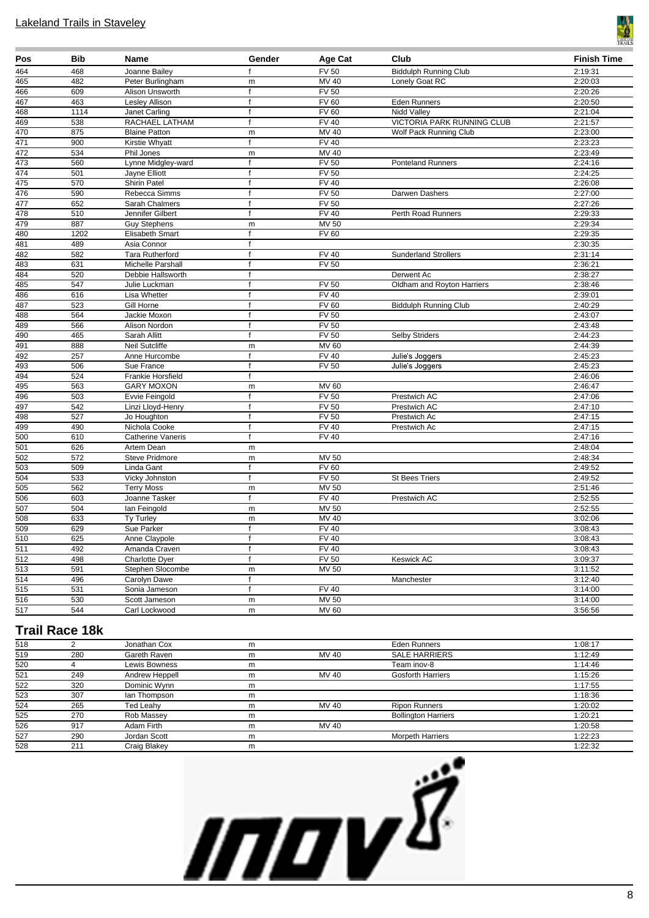Lakeland Trails in Staveley

| Pos | Bib | Name | Gender | Age Cat | Club | Finish Time |
|---|---|---|---|---|---|---|
| 464 | 468 | Joanne Bailey | f | FV 50 | Biddulph Running Club | 2:19:31 |
| 465 | 482 | Peter Burlingham | m | MV 40 | Lonely Goat RC | 2:20:03 |
| 466 | 609 | Alison Unsworth | f | FV 50 | | 2:20:26 |
| 467 | 463 | Lesley Allison | f | FV 60 | Eden Runners | 2:20:50 |
| 468 | 1114 | Janet Carling | f | FV 60 | Nidd Valley | 2:21:04 |
| 469 | 538 | RACHAEL LATHAM | f | FV 40 | VICTORIA PARK RUNNING CLUB | 2:21:57 |
| 470 | 875 | Blaine Patton | m | MV 40 | Wolf Pack Running Club | 2:23:00 |
| 471 | 900 | Kirstie Whyatt | f | FV 40 | | 2:23:23 |
| 472 | 534 | Phil Jones | m | MV 40 | | 2:23:49 |
| 473 | 560 | Lynne Midgley-ward | f | FV 50 | Ponteland Runners | 2:24:16 |
| 474 | 501 | Jayne Elliott | f | FV 50 | | 2:24:25 |
| 475 | 570 | Shirin Patel | f | FV 40 | | 2:26:08 |
| 476 | 590 | Rebecca Simms | f | FV 50 | Darwen Dashers | 2:27:00 |
| 477 | 652 | Sarah Chalmers | f | FV 50 | | 2:27:26 |
| 478 | 510 | Jennifer Gilbert | f | FV 40 | Perth Road Runners | 2:29:33 |
| 479 | 887 | Guy Stephens | m | MV 50 | | 2:29:34 |
| 480 | 1202 | Elisabeth Smart | f | FV 60 | | 2:29:35 |
| 481 | 489 | Asia Connor | f | | | 2:30:35 |
| 482 | 582 | Tara Rutherford | f | FV 40 | Sunderland Strollers | 2:31:14 |
| 483 | 631 | Michelle Parshall | f | FV 50 | | 2:36:21 |
| 484 | 520 | Debbie Hallsworth | f | | Derwent Ac | 2:38:27 |
| 485 | 547 | Julie Luckman | f | FV 50 | Oldham and Royton Harriers | 2:38:46 |
| 486 | 616 | Lisa Whetter | f | FV 40 | | 2:39:01 |
| 487 | 523 | Gill Horne | f | FV 60 | Biddulph Running Club | 2:40:29 |
| 488 | 564 | Jackie Moxon | f | FV 50 | | 2:43:07 |
| 489 | 566 | Alison Nordon | f | FV 50 | | 2:43:48 |
| 490 | 465 | Sarah Allitt | f | FV 50 | Selby Striders | 2:44:23 |
| 491 | 888 | Neil Sutcliffe | m | MV 60 | | 2:44:39 |
| 492 | 257 | Anne Hurcombe | f | FV 40 | Julie's Joggers | 2:45:23 |
| 493 | 506 | Sue France | f | FV 50 | Julie's Joggers | 2:45:23 |
| 494 | 524 | Frankie Horsfield | f | | | 2:46:06 |
| 495 | 563 | GARY MOXON | m | MV 60 | | 2:46:47 |
| 496 | 503 | Evvie Feingold | f | FV 50 | Prestwich AC | 2:47:06 |
| 497 | 542 | Linzi Lloyd-Henry | f | FV 50 | Prestwich AC | 2:47:10 |
| 498 | 527 | Jo Houghton | f | FV 50 | Prestwich Ac | 2:47:15 |
| 499 | 490 | Nichola Cooke | f | FV 40 | Prestwich Ac | 2:47:15 |
| 500 | 610 | Catherine Vaneris | f | FV 40 | | 2:47:16 |
| 501 | 626 | Artem Dean | m | | | 2:48:04 |
| 502 | 572 | Steve Pridmore | m | MV 50 | | 2:48:34 |
| 503 | 509 | Linda Gant | f | FV 60 | | 2:49:52 |
| 504 | 533 | Vicky Johnston | f | FV 50 | St Bees Triers | 2:49:52 |
| 505 | 562 | Terry Moss | m | MV 50 | | 2:51:46 |
| 506 | 603 | Joanne Tasker | f | FV 40 | Prestwich AC | 2:52:55 |
| 507 | 504 | Ian Feingold | m | MV 50 | | 2:52:55 |
| 508 | 633 | Ty Turley | m | MV 40 | | 3:02:06 |
| 509 | 629 | Sue Parker | f | FV 40 | | 3:08:43 |
| 510 | 625 | Anne Claypole | f | FV 40 | | 3:08:43 |
| 511 | 492 | Amanda Craven | f | FV 40 | | 3:08:43 |
| 512 | 498 | Charlotte Dyer | f | FV 50 | Keswick AC | 3:09:37 |
| 513 | 591 | Stephen Slocombe | m | MV 50 | | 3:11:52 |
| 514 | 496 | Carolyn Dawe | f | | Manchester | 3:12:40 |
| 515 | 531 | Sonia Jameson | f | FV 40 | | 3:14:00 |
| 516 | 530 | Scott Jameson | m | MV 50 | | 3:14:00 |
| 517 | 544 | Carl Lockwood | m | MV 60 | | 3:56:56 |

## Trail Race 18k

| Pos | Bib | Name | Gender | Age Cat | Club | Finish Time |
|---|---|---|---|---|---|---|
| 518 | 2 | Jonathan Cox | m | | Eden Runners | 1:08:17 |
| 519 | 280 | Gareth Raven | m | MV 40 | SALE HARRIERS | 1:12:49 |
| 520 | 4 | Lewis Bowness | m | | Team inov-8 | 1:14:46 |
| 521 | 249 | Andrew Heppell | m | MV 40 | Gosforth Harriers | 1:15:26 |
| 522 | 320 | Dominic Wynn | m | | | 1:17:55 |
| 523 | 307 | Ian Thompson | m | | | 1:18:36 |
| 524 | 265 | Ted Leahy | m | MV 40 | Ripon Runners | 1:20:02 |
| 525 | 270 | Rob Massey | m | | Bollington Harriers | 1:20:21 |
| 526 | 917 | Adam Firth | m | MV 40 | | 1:20:58 |
| 527 | 290 | Jordan Scott | m | | Morpeth Harriers | 1:22:23 |
| 528 | 211 | Craig Blakey | m | | | 1:22:32 |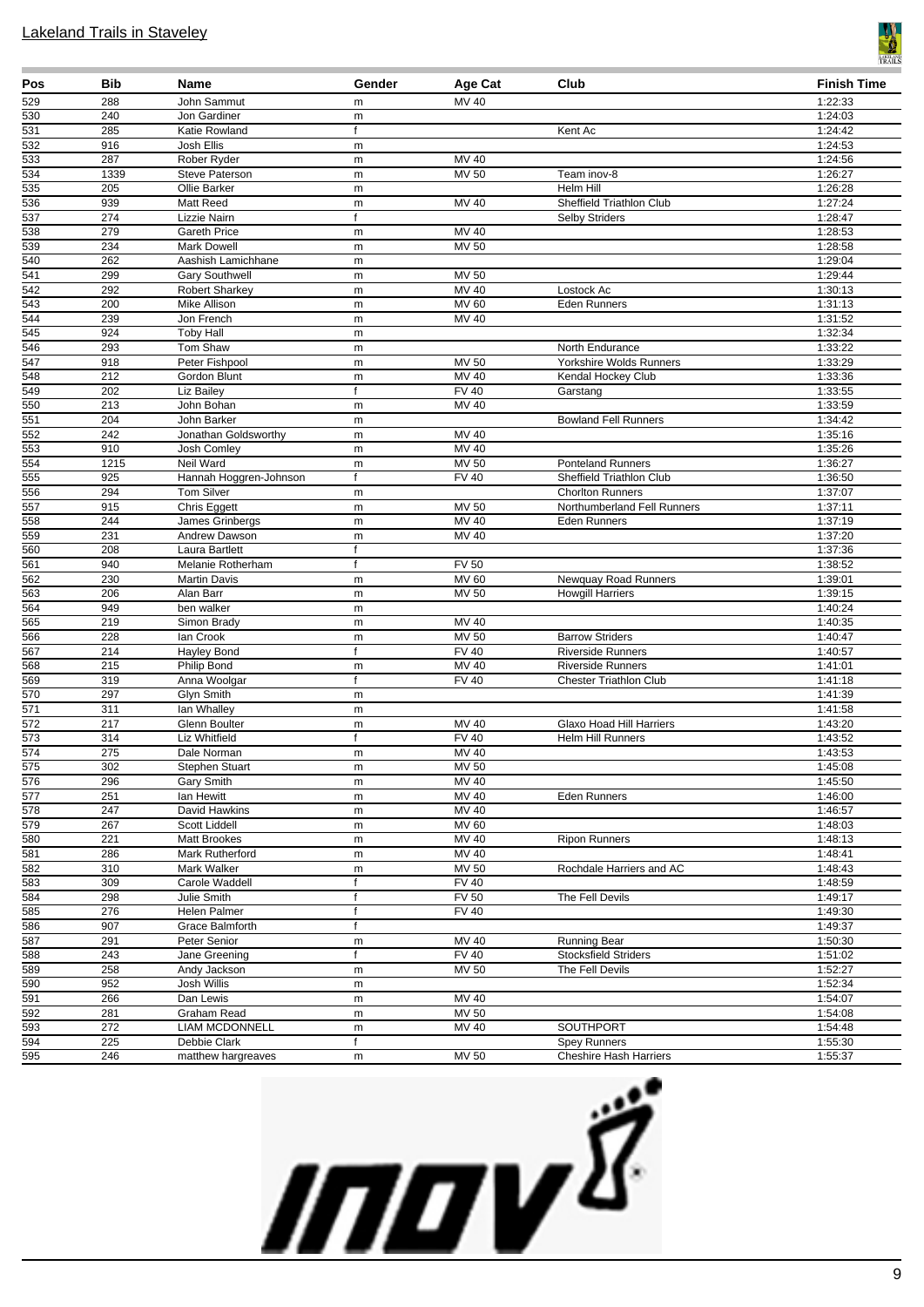## Lakeland Trails in Staveley

| Pos | Bib | Name | Gender | Age Cat | Club | Finish Time |
|---|---|---|---|---|---|---|
| 529 | 288 | John Sammut | m | MV 40 | | 1:22:33 |
| 530 | 240 | Jon Gardiner | m | | | 1:24:03 |
| 531 | 285 | Katie Rowland | f | | Kent Ac | 1:24:42 |
| 532 | 916 | Josh Ellis | m | | | 1:24:53 |
| 533 | 287 | Rober Ryder | m | MV 40 | | 1:24:56 |
| 534 | 1339 | Steve Paterson | m | MV 50 | Team inov-8 | 1:26:27 |
| 535 | 205 | Ollie Barker | m | | Helm Hill | 1:26:28 |
| 536 | 939 | Matt Reed | m | MV 40 | Sheffield Triathlon Club | 1:27:24 |
| 537 | 274 | Lizzie Nairn | f | | Selby Striders | 1:28:47 |
| 538 | 279 | Gareth Price | m | MV 40 | | 1:28:53 |
| 539 | 234 | Mark Dowell | m | MV 50 | | 1:28:58 |
| 540 | 262 | Aashish Lamichhane | m | | | 1:29:04 |
| 541 | 299 | Gary Southwell | m | MV 50 | | 1:29:44 |
| 542 | 292 | Robert Sharkey | m | MV 40 | Lostock Ac | 1:30:13 |
| 543 | 200 | Mike Allison | m | MV 60 | Eden Runners | 1:31:13 |
| 544 | 239 | Jon French | m | MV 40 | | 1:31:52 |
| 545 | 924 | Toby Hall | m | | | 1:32:34 |
| 546 | 293 | Tom Shaw | m | | North Endurance | 1:33:22 |
| 547 | 918 | Peter Fishpool | m | MV 50 | Yorkshire Wolds Runners | 1:33:29 |
| 548 | 212 | Gordon Blunt | m | MV 40 | Kendal Hockey Club | 1:33:36 |
| 549 | 202 | Liz Bailey | f | FV 40 | Garstang | 1:33:55 |
| 550 | 213 | John Bohan | m | MV 40 | | 1:33:59 |
| 551 | 204 | John Barker | m | | Bowland Fell Runners | 1:34:42 |
| 552 | 242 | Jonathan Goldsworthy | m | MV 40 | | 1:35:16 |
| 553 | 910 | Josh Comley | m | MV 40 | | 1:35:26 |
| 554 | 1215 | Neil Ward | m | MV 50 | Ponteland Runners | 1:36:27 |
| 555 | 925 | Hannah Hoggren-Johnson | f | FV 40 | Sheffield Triathlon Club | 1:36:50 |
| 556 | 294 | Tom Silver | m | | Chorlton Runners | 1:37:07 |
| 557 | 915 | Chris Eggett | m | MV 50 | Northumberland Fell Runners | 1:37:11 |
| 558 | 244 | James Grinbergs | m | MV 40 | Eden Runners | 1:37:19 |
| 559 | 231 | Andrew Dawson | m | MV 40 | | 1:37:20 |
| 560 | 208 | Laura Bartlett | f | | | 1:37:36 |
| 561 | 940 | Melanie Rotherham | f | FV 50 | | 1:38:52 |
| 562 | 230 | Martin Davis | m | MV 60 | Newquay Road Runners | 1:39:01 |
| 563 | 206 | Alan Barr | m | MV 50 | Howgill Harriers | 1:39:15 |
| 564 | 949 | ben walker | m | | | 1:40:24 |
| 565 | 219 | Simon Brady | m | MV 40 | | 1:40:35 |
| 566 | 228 | Ian Crook | m | MV 50 | Barrow Striders | 1:40:47 |
| 567 | 214 | Hayley Bond | f | FV 40 | Riverside Runners | 1:40:57 |
| 568 | 215 | Philip Bond | m | MV 40 | Riverside Runners | 1:41:01 |
| 569 | 319 | Anna Woolgar | f | FV 40 | Chester Triathlon Club | 1:41:18 |
| 570 | 297 | Glyn Smith | m | | | 1:41:39 |
| 571 | 311 | Ian Whalley | m | | | 1:41:58 |
| 572 | 217 | Glenn Boulter | m | MV 40 | Glaxo Hoad Hill Harriers | 1:43:20 |
| 573 | 314 | Liz Whitfield | f | FV 40 | Helm Hill Runners | 1:43:52 |
| 574 | 275 | Dale Norman | m | MV 40 | | 1:43:53 |
| 575 | 302 | Stephen Stuart | m | MV 50 | | 1:45:08 |
| 576 | 296 | Gary Smith | m | MV 40 | | 1:45:50 |
| 577 | 251 | Ian Hewitt | m | MV 40 | Eden Runners | 1:46:00 |
| 578 | 247 | David Hawkins | m | MV 40 | | 1:46:57 |
| 579 | 267 | Scott Liddell | m | MV 60 | | 1:48:03 |
| 580 | 221 | Matt Brookes | m | MV 40 | Ripon Runners | 1:48:13 |
| 581 | 286 | Mark Rutherford | m | MV 40 | | 1:48:41 |
| 582 | 310 | Mark Walker | m | MV 50 | Rochdale Harriers and AC | 1:48:43 |
| 583 | 309 | Carole Waddell | f | FV 40 | | 1:48:59 |
| 584 | 298 | Julie Smith | f | FV 50 | The Fell Devils | 1:49:17 |
| 585 | 276 | Helen Palmer | f | FV 40 | | 1:49:30 |
| 586 | 907 | Grace Balmforth | f | | | 1:49:37 |
| 587 | 291 | Peter Senior | m | MV 40 | Running Bear | 1:50:30 |
| 588 | 243 | Jane Greening | f | FV 40 | Stocksfield Striders | 1:51:02 |
| 589 | 258 | Andy Jackson | m | MV 50 | The Fell Devils | 1:52:27 |
| 590 | 952 | Josh Willis | m | | | 1:52:34 |
| 591 | 266 | Dan Lewis | m | MV 40 | | 1:54:07 |
| 592 | 281 | Graham Read | m | MV 50 | | 1:54:08 |
| 593 | 272 | LIAM MCDONNELL | m | MV 40 | SOUTHPORT | 1:54:48 |
| 594 | 225 | Debbie Clark | f | | Spey Runners | 1:55:30 |
| 595 | 246 | matthew hargreaves | m | MV 50 | Cheshire Hash Harriers | 1:55:37 |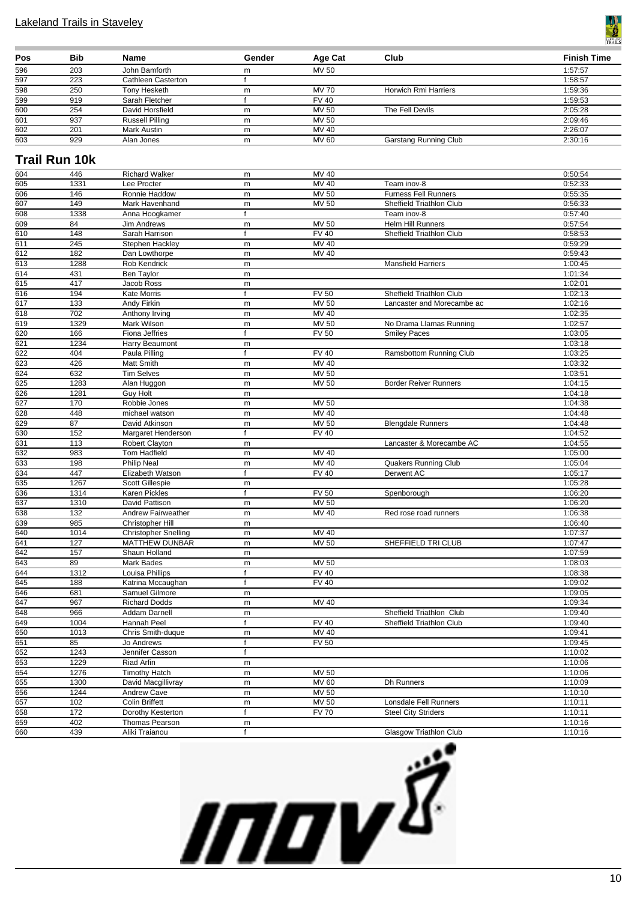| Pos | Bib | Name | Gender | Age Cat | Club | Finish Time |
|---|---|---|---|---|---|---|
| 596 | 203 | John Bamforth | m | MV 50 | | 1:57:57 |
| 597 | 223 | Cathleen Casterton | f | | | 1:58:57 |
| 598 | 250 | Tony Hesketh | m | MV 70 | Horwich Rmi Harriers | 1:59:36 |
| 599 | 919 | Sarah Fletcher | f | FV 40 | | 1:59:53 |
| 600 | 254 | David Horsfield | m | MV 50 | The Fell Devils | 2:05:28 |
| 601 | 937 | Russell Pilling | m | MV 50 | | 2:09:46 |
| 602 | 201 | Mark Austin | m | MV 40 | | 2:26:07 |
| 603 | 929 | Alan Jones | m | MV 60 | Garstang Running Club | 2:30:16 |

## Trail Run 10k

| Pos | Bib | Name | Gender | Age Cat | Club | Finish Time |
|---|---|---|---|---|---|---|
| 604 | 446 | Richard Walker | m | MV 40 | | 0:50:54 |
| 605 | 1331 | Lee Procter | m | MV 40 | Team inov-8 | 0:52:33 |
| 606 | 146 | Ronnie Haddow | m | MV 50 | Furness Fell Runners | 0:55:35 |
| 607 | 149 | Mark Havenhand | m | MV 50 | Sheffield Triathlon Club | 0:56:33 |
| 608 | 1338 | Anna Hoogkamer | f | | Team inov-8 | 0:57:40 |
| 609 | 84 | Jim Andrews | m | MV 50 | Helm Hill Runners | 0:57:54 |
| 610 | 148 | Sarah Harrison | f | FV 40 | Sheffield Triathlon Club | 0:58:53 |
| 611 | 245 | Stephen Hackley | m | MV 40 | | 0:59:29 |
| 612 | 182 | Dan Lowthorpe | m | MV 40 | | 0:59:43 |
| 613 | 1288 | Rob Kendrick | m | | Mansfield Harriers | 1:00:45 |
| 614 | 431 | Ben Taylor | m | | | 1:01:34 |
| 615 | 417 | Jacob Ross | m | | | 1:02:01 |
| 616 | 194 | Kate Morris | f | FV 50 | Sheffield Triathlon Club | 1:02:13 |
| 617 | 133 | Andy Firkin | m | MV 50 | Lancaster and Morecambe ac | 1:02:16 |
| 618 | 702 | Anthony Irving | m | MV 40 | | 1:02:35 |
| 619 | 1329 | Mark Wilson | m | MV 50 | No Drama Llamas Running | 1:02:57 |
| 620 | 166 | Fiona Jeffries | f | FV 50 | Smiley Paces | 1:03:05 |
| 621 | 1234 | Harry Beaumont | m | | | 1:03:18 |
| 622 | 404 | Paula Pilling | f | FV 40 | Ramsbottom Running Club | 1:03:25 |
| 623 | 426 | Matt Smith | m | MV 40 | | 1:03:32 |
| 624 | 632 | Tim Selves | m | MV 50 | | 1:03:51 |
| 625 | 1283 | Alan Huggon | m | MV 50 | Border Reiver Runners | 1:04:15 |
| 626 | 1281 | Guy Holt | m | | | 1:04:18 |
| 627 | 170 | Robbie Jones | m | MV 50 | | 1:04:38 |
| 628 | 448 | michael watson | m | MV 40 | | 1:04:48 |
| 629 | 87 | David Atkinson | m | MV 50 | Blengdale Runners | 1:04:48 |
| 630 | 152 | Margaret Henderson | f | FV 40 | | 1:04:52 |
| 631 | 113 | Robert Clayton | m | | Lancaster & Morecambe AC | 1:04:55 |
| 632 | 983 | Tom Hadfield | m | MV 40 | | 1:05:00 |
| 633 | 198 | Philip Neal | m | MV 40 | Quakers Running Club | 1:05:04 |
| 634 | 447 | Elizabeth Watson | f | FV 40 | Derwent AC | 1:05:17 |
| 635 | 1267 | Scott Gillespie | m | | | 1:05:28 |
| 636 | 1314 | Karen Pickles | f | FV 50 | Spenborough | 1:06:20 |
| 637 | 1310 | David Pattison | m | MV 50 | | 1:06:20 |
| 638 | 132 | Andrew Fairweather | m | MV 40 | Red rose road runners | 1:06:38 |
| 639 | 985 | Christopher Hill | m | | | 1:06:40 |
| 640 | 1014 | Christopher Snelling | m | MV 40 | | 1:07:37 |
| 641 | 127 | MATTHEW DUNBAR | m | MV 50 | SHEFFIELD TRI CLUB | 1:07:47 |
| 642 | 157 | Shaun Holland | m | | | 1:07:59 |
| 643 | 89 | Mark Bades | m | MV 50 | | 1:08:03 |
| 644 | 1312 | Louisa Phillips | f | FV 40 | | 1:08:38 |
| 645 | 188 | Katrina Mccaughan | f | FV 40 | | 1:09:02 |
| 646 | 681 | Samuel Gilmore | m | | | 1:09:05 |
| 647 | 967 | Richard Dodds | m | MV 40 | | 1:09:34 |
| 648 | 966 | Addam Darnell | m | | Sheffield Triathlon Club | 1:09:40 |
| 649 | 1004 | Hannah Peel | f | FV 40 | Sheffield Triathlon Club | 1:09:40 |
| 650 | 1013 | Chris Smith-duque | m | MV 40 | | 1:09:41 |
| 651 | 85 | Jo Andrews | f | FV 50 | | 1:09:45 |
| 652 | 1243 | Jennifer Casson | f | | | 1:10:02 |
| 653 | 1229 | Riad Arfin | m | | | 1:10:06 |
| 654 | 1276 | Timothy Hatch | m | MV 50 | | 1:10:06 |
| 655 | 1300 | David Macgillivray | m | MV 60 | Dh Runners | 1:10:09 |
| 656 | 1244 | Andrew Cave | m | MV 50 | | 1:10:10 |
| 657 | 102 | Colin Briffett | m | MV 50 | Lonsdale Fell Runners | 1:10:11 |
| 658 | 172 | Dorothy Kesterton | f | FV 70 | Steel City Striders | 1:10:11 |
| 659 | 402 | Thomas Pearson | m | | | 1:10:16 |
| 660 | 439 | Aliki Traianou | f | | Glasgow Triathlon Club | 1:10:16 |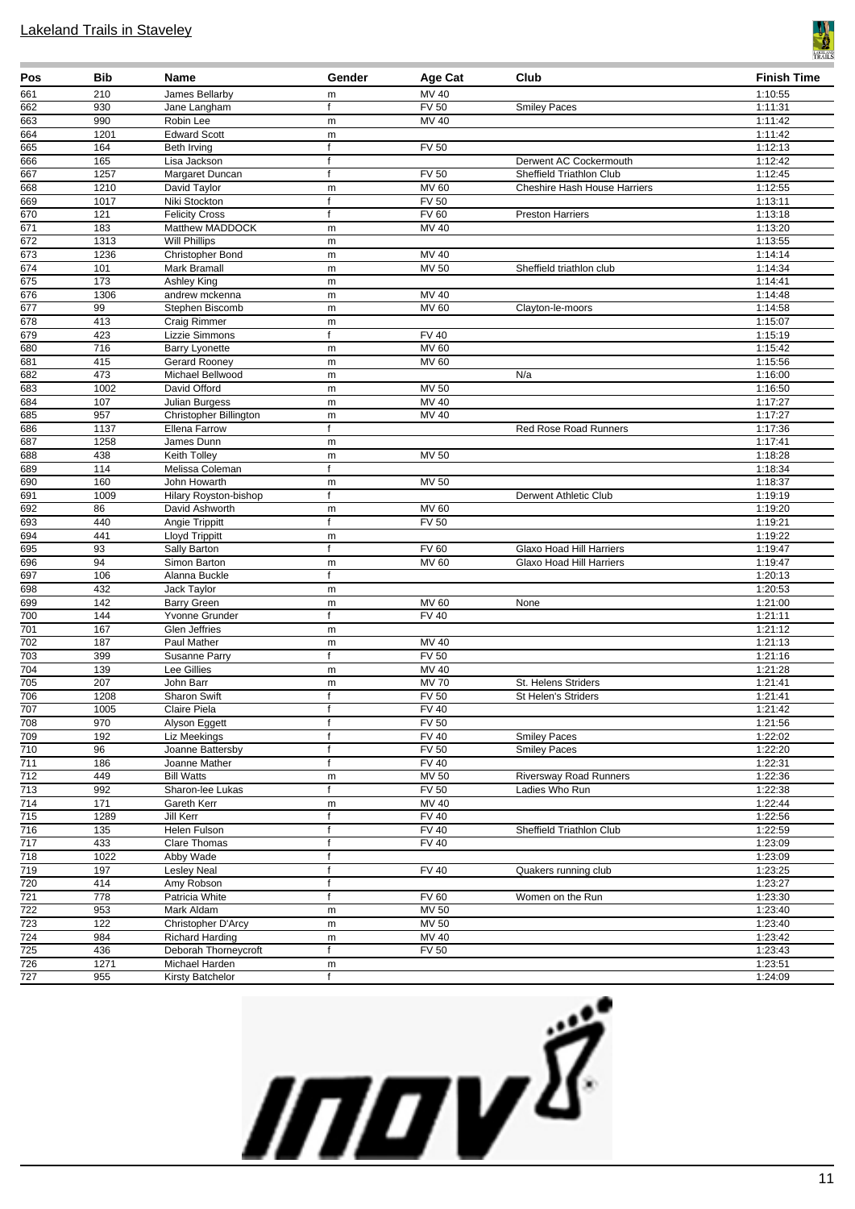## Lakeland Trails in Staveley

| Pos | Bib | Name | Gender | Age Cat | Club | Finish Time |
|---|---|---|---|---|---|---|
| 661 | 210 | James Bellarby | m | MV 40 | | 1:10:55 |
| 662 | 930 | Jane Langham | f | FV 50 | Smiley Paces | 1:11:31 |
| 663 | 990 | Robin Lee | m | MV 40 | | 1:11:42 |
| 664 | 1201 | Edward Scott | m | | | 1:11:42 |
| 665 | 164 | Beth Irving | f | FV 50 | | 1:12:13 |
| 666 | 165 | Lisa Jackson | f | | Derwent AC Cockermouth | 1:12:42 |
| 667 | 1257 | Margaret Duncan | f | FV 50 | Sheffield Triathlon Club | 1:12:45 |
| 668 | 1210 | David Taylor | m | MV 60 | Cheshire Hash House Harriers | 1:12:55 |
| 669 | 1017 | Niki Stockton | f | FV 50 | | 1:13:11 |
| 670 | 121 | Felicity Cross | f | FV 60 | Preston Harriers | 1:13:18 |
| 671 | 183 | Matthew MADDOCK | m | MV 40 | | 1:13:20 |
| 672 | 1313 | Will Phillips | m | | | 1:13:55 |
| 673 | 1236 | Christopher Bond | m | MV 40 | | 1:14:14 |
| 674 | 101 | Mark Bramall | m | MV 50 | Sheffield triathlon club | 1:14:34 |
| 675 | 173 | Ashley King | m | | | 1:14:41 |
| 676 | 1306 | andrew mckenna | m | MV 40 | | 1:14:48 |
| 677 | 99 | Stephen Biscomb | m | MV 60 | Clayton-le-moors | 1:14:58 |
| 678 | 413 | Craig Rimmer | m | | | 1:15:07 |
| 679 | 423 | Lizzie Simmons | f | FV 40 | | 1:15:19 |
| 680 | 716 | Barry Lyonette | m | MV 60 | | 1:15:42 |
| 681 | 415 | Gerard Rooney | m | MV 60 | | 1:15:56 |
| 682 | 473 | Michael Bellwood | m | | N/a | 1:16:00 |
| 683 | 1002 | David Offord | m | MV 50 | | 1:16:50 |
| 684 | 107 | Julian Burgess | m | MV 40 | | 1:17:27 |
| 685 | 957 | Christopher Billington | m | MV 40 | | 1:17:27 |
| 686 | 1137 | Ellena Farrow | f | | Red Rose Road Runners | 1:17:36 |
| 687 | 1258 | James Dunn | m | | | 1:17:41 |
| 688 | 438 | Keith Tolley | m | MV 50 | | 1:18:28 |
| 689 | 114 | Melissa Coleman | f | | | 1:18:34 |
| 690 | 160 | John Howarth | m | MV 50 | | 1:18:37 |
| 691 | 1009 | Hilary Royston-bishop | f | | Derwent Athletic Club | 1:19:19 |
| 692 | 86 | David Ashworth | m | MV 60 | | 1:19:20 |
| 693 | 440 | Angie Trippitt | f | FV 50 | | 1:19:21 |
| 694 | 441 | Lloyd Trippitt | m | | | 1:19:22 |
| 695 | 93 | Sally Barton | f | FV 60 | Glaxo Hoad Hill Harriers | 1:19:47 |
| 696 | 94 | Simon Barton | m | MV 60 | Glaxo Hoad Hill Harriers | 1:19:47 |
| 697 | 106 | Alanna Buckle | f | | | 1:20:13 |
| 698 | 432 | Jack Taylor | m | | | 1:20:53 |
| 699 | 142 | Barry Green | m | MV 60 | None | 1:21:00 |
| 700 | 144 | Yvonne Grunder | f | FV 40 | | 1:21:11 |
| 701 | 167 | Glen Jeffries | m | | | 1:21:12 |
| 702 | 187 | Paul Mather | m | MV 40 | | 1:21:13 |
| 703 | 399 | Susanne Parry | f | FV 50 | | 1:21:16 |
| 704 | 139 | Lee Gillies | m | MV 40 | | 1:21:28 |
| 705 | 207 | John Barr | m | MV 70 | St. Helens Striders | 1:21:41 |
| 706 | 1208 | Sharon Swift | f | FV 50 | St Helen's Striders | 1:21:41 |
| 707 | 1005 | Claire Piela | f | FV 40 | | 1:21:42 |
| 708 | 970 | Alyson Eggett | f | FV 50 | | 1:21:56 |
| 709 | 192 | Liz Meekings | f | FV 40 | Smiley Paces | 1:22:02 |
| 710 | 96 | Joanne Battersby | f | FV 50 | Smiley Paces | 1:22:20 |
| 711 | 186 | Joanne Mather | f | FV 40 | | 1:22:31 |
| 712 | 449 | Bill Watts | m | MV 50 | Riversway Road Runners | 1:22:36 |
| 713 | 992 | Sharon-lee Lukas | f | FV 50 | Ladies Who Run | 1:22:38 |
| 714 | 171 | Gareth Kerr | m | MV 40 | | 1:22:44 |
| 715 | 1289 | Jill Kerr | f | FV 40 | | 1:22:56 |
| 716 | 135 | Helen Fulson | f | FV 40 | Sheffield Triathlon Club | 1:22:59 |
| 717 | 433 | Clare Thomas | f | FV 40 | | 1:23:09 |
| 718 | 1022 | Abby Wade | f | | | 1:23:09 |
| 719 | 197 | Lesley Neal | f | FV 40 | Quakers running club | 1:23:25 |
| 720 | 414 | Amy Robson | f | | | 1:23:27 |
| 721 | 778 | Patricia White | f | FV 60 | Women on the Run | 1:23:30 |
| 722 | 953 | Mark Aldam | m | MV 50 | | 1:23:40 |
| 723 | 122 | Christopher D'Arcy | m | MV 50 | | 1:23:40 |
| 724 | 984 | Richard Harding | m | MV 40 | | 1:23:42 |
| 725 | 436 | Deborah Thorneycroft | f | FV 50 | | 1:23:43 |
| 726 | 1271 | Michael Harden | m | | | 1:23:51 |
| 727 | 955 | Kirsty Batchelor | f | | | 1:24:09 |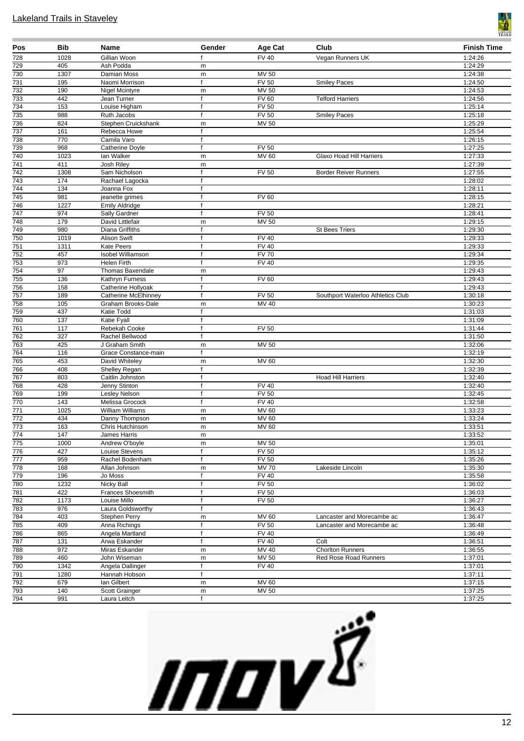| Pos | Bib | Name | Gender | Age Cat | Club | Finish Time |
|---|---|---|---|---|---|---|
| 728 | 1028 | Gillian Woon | f | FV 40 | Vegan Runners UK | 1:24:26 |
| 729 | 405 | Ash Podda | m | | | 1:24:29 |
| 730 | 1307 | Damian Moss | m | MV 50 | | 1:24:38 |
| 731 | 195 | Naomi Morrison | f | FV 50 | Smiley Paces | 1:24:50 |
| 732 | 190 | Nigel Mcintyre | m | MV 50 | | 1:24:53 |
| 733 | 442 | Jean Turner | f | FV 60 | Telford Harriers | 1:24:56 |
| 734 | 153 | Louise Higham | f | FV 50 | | 1:25:14 |
| 735 | 988 | Ruth Jacobs | f | FV 50 | Smiley Paces | 1:25:18 |
| 736 | 824 | Stephen Cruickshank | m | MV 50 | | 1:25:29 |
| 737 | 161 | Rebecca Howe | f | | | 1:25:54 |
| 738 | 770 | Camila Varo | f | | | 1:26:15 |
| 739 | 968 | Catherine Doyle | f | FV 50 | | 1:27:25 |
| 740 | 1023 | Ian Walker | m | MV 60 | Glaxo Hoad Hill Harriers | 1:27:33 |
| 741 | 411 | Josh Riley | m | | | 1:27:39 |
| 742 | 1308 | Sam Nicholson | f | FV 50 | Border Reiver Runners | 1:27:55 |
| 743 | 174 | Rachael Lagocka | f | | | 1:28:02 |
| 744 | 134 | Joanna Fox | f | | | 1:28:11 |
| 745 | 981 | jeanette grimes | f | FV 60 | | 1:28:15 |
| 746 | 1227 | Emily Aldridge | f | | | 1:28:21 |
| 747 | 974 | Sally Gardner | f | FV 50 | | 1:28:41 |
| 748 | 179 | David Littlefair | m | MV 50 | | 1:29:15 |
| 749 | 980 | Diana Griffiths | f | | St Bees Triers | 1:29:30 |
| 750 | 1019 | Alison Swift | f | FV 40 | | 1:29:33 |
| 751 | 1311 | Kate Peers | f | FV 40 | | 1:29:33 |
| 752 | 457 | Isobel Williamson | f | FV 70 | | 1:29:34 |
| 753 | 973 | Helen Firth | f | FV 40 | | 1:29:35 |
| 754 | 97 | Thomas Baxendale | m | | | 1:29:43 |
| 755 | 136 | Kathryn Furness | f | FV 60 | | 1:29:43 |
| 756 | 158 | Catherine Hollyoak | f | | | 1:29:43 |
| 757 | 189 | Catherine McElhinney | f | FV 50 | Southport Waterloo Athletics Club | 1:30:18 |
| 758 | 105 | Graham Brooks-Dale | m | MV 40 | | 1:30:23 |
| 759 | 437 | Katie Todd | f | | | 1:31:03 |
| 760 | 137 | Katie Fyall | f | | | 1:31:09 |
| 761 | 117 | Rebekah Cooke | f | FV 50 | | 1:31:44 |
| 762 | 327 | Rachel Bellwood | f | | | 1:31:50 |
| 763 | 425 | J Graham Smith | m | MV 50 | | 1:32:06 |
| 764 | 116 | Grace Constance-main | f | | | 1:32:19 |
| 765 | 453 | David Whiteley | m | MV 60 | | 1:32:30 |
| 766 | 408 | Shelley Regan | f | | | 1:32:39 |
| 767 | 803 | Caitlin Johnston | f | | Hoad Hill Harriers | 1:32:40 |
| 768 | 428 | Jenny Stinton | f | FV 40 | | 1:32:40 |
| 769 | 199 | Lesley Nelson | f | FV 50 | | 1:32:45 |
| 770 | 143 | Melissa Grocock | f | FV 40 | | 1:32:58 |
| 771 | 1025 | William Williams | m | MV 60 | | 1:33:23 |
| 772 | 434 | Danny Thompson | m | MV 60 | | 1:33:24 |
| 773 | 163 | Chris Hutchinson | m | MV 60 | | 1:33:51 |
| 774 | 147 | James Harris | m | | | 1:33:52 |
| 775 | 1000 | Andrew O'boyle | m | MV 50 | | 1:35:01 |
| 776 | 427 | Louise Stevens | f | FV 50 | | 1:35:12 |
| 777 | 959 | Rachel Bodenham | f | FV 50 | | 1:35:26 |
| 778 | 168 | Allan Johnson | m | MV 70 | Lakeside Lincoln | 1:35:30 |
| 779 | 196 | Jo Moss | f | FV 40 | | 1:35:58 |
| 780 | 1232 | Nicky Ball | f | FV 50 | | 1:36:02 |
| 781 | 422 | Frances Shoesmith | f | FV 50 | | 1:36:03 |
| 782 | 1173 | Louise Millo | f | FV 50 | | 1:36:27 |
| 783 | 976 | Laura Goldsworthy | f | | | 1:36:43 |
| 784 | 403 | Stephen Perry | m | MV 60 | Lancaster and Morecambe ac | 1:36:47 |
| 785 | 409 | Anna Richings | f | FV 50 | Lancaster and Morecambe ac | 1:36:48 |
| 786 | 865 | Angela Martland | f | FV 40 | | 1:36:49 |
| 787 | 131 | Arwa Eskander | f | FV 40 | Colt | 1:36:51 |
| 788 | 972 | Miras Eskander | m | MV 40 | Chorlton Runners | 1:36:55 |
| 789 | 460 | John Wiseman | m | MV 50 | Red Rose Road Runners | 1:37:01 |
| 790 | 1342 | Angela Dallinger | f | FV 40 | | 1:37:01 |
| 791 | 1280 | Hannah Hobson | f | | | 1:37:11 |
| 792 | 679 | Ian Gilbert | m | MV 60 | | 1:37:15 |
| 793 | 140 | Scott Grainger | m | MV 50 | | 1:37:25 |
| 794 | 991 | Laura Leitch | f | | | 1:37:25 |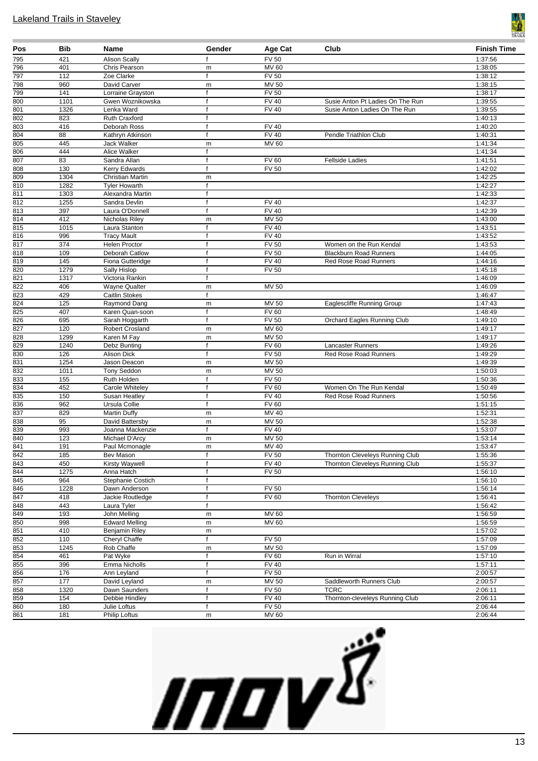## Lakeland Trails in Staveley

| Pos | Bib | Name | Gender | Age Cat | Club | Finish Time |
|---|---|---|---|---|---|---|
| 795 | 421 | Alison Scally | f | FV 50 | | 1:37:56 |
| 796 | 401 | Chris Pearson | m | MV 60 | | 1:38:05 |
| 797 | 112 | Zoe Clarke | f | FV 50 | | 1:38:12 |
| 798 | 960 | David Carver | m | MV 50 | | 1:38:15 |
| 799 | 141 | Lorraine Grayston | f | FV 50 | | 1:38:17 |
| 800 | 1101 | Gwen Woznikowska | f | FV 40 | Susie Anton Pt Ladies On The Run | 1:39:55 |
| 801 | 1326 | Lenka Ward | f | FV 40 | Susie Anton Ladies On The Run | 1:39:55 |
| 802 | 823 | Ruth Craxford | f | | | 1:40:13 |
| 803 | 416 | Deborah Ross | f | FV 40 | | 1:40:20 |
| 804 | 88 | Kathryn Atkinson | f | FV 40 | Pendle Triathlon Club | 1:40:31 |
| 805 | 445 | Jack Walker | m | MV 60 | | 1:41:34 |
| 806 | 444 | Alice Walker | f | | | 1:41:34 |
| 807 | 83 | Sandra Allan | f | FV 60 | Fellside Ladies | 1:41:51 |
| 808 | 130 | Kerry Edwards | f | FV 50 | | 1:42:02 |
| 809 | 1304 | Christian Martin | m | | | 1:42:25 |
| 810 | 1282 | Tyler Howarth | f | | | 1:42:27 |
| 811 | 1303 | Alexandra Martin | f | | | 1:42:33 |
| 812 | 1255 | Sandra Devlin | f | FV 40 | | 1:42:37 |
| 813 | 397 | Laura O'Donnell | f | FV 40 | | 1:42:39 |
| 814 | 412 | Nicholas Riley | m | MV 50 | | 1:43:00 |
| 815 | 1015 | Laura Stanton | f | FV 40 | | 1:43:51 |
| 816 | 996 | Tracy Mault | f | FV 40 | | 1:43:52 |
| 817 | 374 | Helen Proctor | f | FV 50 | Women on the Run Kendal | 1:43:53 |
| 818 | 109 | Deborah Catlow | f | FV 50 | Blackburn Road Runners | 1:44:05 |
| 819 | 145 | Fiona Gutteridge | f | FV 40 | Red Rose Road Runners | 1:44:16 |
| 820 | 1279 | Sally Hislop | f | FV 50 | | 1:45:18 |
| 821 | 1317 | Victoria Rankin | f | | | 1:46:09 |
| 822 | 406 | Wayne Qualter | m | MV 50 | | 1:46:09 |
| 823 | 429 | Caitlin Stokes | f | | | 1:46:47 |
| 824 | 125 | Raymond Dang | m | MV 50 | Eaglescliffe Running Group | 1:47:43 |
| 825 | 407 | Karen Quan-soon | f | FV 60 | | 1:48:49 |
| 826 | 695 | Sarah Hoggarth | f | FV 50 | Orchard Eagles Running Club | 1:49:10 |
| 827 | 120 | Robert Crosland | m | MV 60 | | 1:49:17 |
| 828 | 1299 | Karen M Fay | m | MV 50 | | 1:49:17 |
| 829 | 1240 | Debz Bunting | f | FV 60 | Lancaster Runners | 1:49:26 |
| 830 | 126 | Alison Dick | f | FV 50 | Red Rose Road Runners | 1:49:29 |
| 831 | 1254 | Jason Deacon | m | MV 50 | | 1:49:39 |
| 832 | 1011 | Tony Seddon | m | MV 50 | | 1:50:03 |
| 833 | 155 | Ruth Holden | f | FV 50 | | 1:50:36 |
| 834 | 452 | Carole Whiteley | f | FV 60 | Women On The Run Kendal | 1:50:49 |
| 835 | 150 | Susan Heatley | f | FV 40 | Red Rose Road Runners | 1:50:56 |
| 836 | 962 | Ursula Collie | f | FV 60 | | 1:51:15 |
| 837 | 829 | Martin Duffy | m | MV 40 | | 1:52:31 |
| 838 | 95 | David Battersby | m | MV 50 | | 1:52:38 |
| 839 | 993 | Joanna Mackenzie | f | FV 40 | | 1:53:07 |
| 840 | 123 | Michael D'Arcy | m | MV 50 | | 1:53:14 |
| 841 | 191 | Paul Mcmonagle | m | MV 40 | | 1:53:47 |
| 842 | 185 | Bev Mason | f | FV 50 | Thornton Cleveleys Running Club | 1:55:36 |
| 843 | 450 | Kirsty Waywell | f | FV 40 | Thornton Cleveleys Running Club | 1:55:37 |
| 844 | 1275 | Anna Hatch | f | FV 50 | | 1:56:10 |
| 845 | 964 | Stephanie Costich | f | | | 1:56:10 |
| 846 | 1228 | Dawn Anderson | f | FV 50 | | 1:56:14 |
| 847 | 418 | Jackie Routledge | f | FV 60 | Thornton Cleveleys | 1:56:41 |
| 848 | 443 | Laura Tyler | f | | | 1:56:42 |
| 849 | 193 | John Melling | m | MV 60 | | 1:56:59 |
| 850 | 998 | Edward Melling | m | MV 60 | | 1:56:59 |
| 851 | 410 | Benjamin Riley | m | | | 1:57:02 |
| 852 | 110 | Cheryl Chaffe | f | FV 50 | | 1:57:09 |
| 853 | 1245 | Rob Chaffe | m | MV 50 | | 1:57:09 |
| 854 | 461 | Pat Wyke | f | FV 60 | Run in Wirral | 1:57:10 |
| 855 | 396 | Emma Nicholls | f | FV 40 | | 1:57:11 |
| 856 | 176 | Ann Leyland | f | FV 50 | | 2:00:57 |
| 857 | 177 | David Leyland | m | MV 50 | Saddleworth Runners Club | 2:00:57 |
| 858 | 1320 | Dawn Saunders | f | FV 50 | TCRC | 2:06:11 |
| 859 | 154 | Debbie Hindley | f | FV 40 | Thornton-cleveleys Running Club | 2:06:11 |
| 860 | 180 | Julie Loftus | f | FV 50 | | 2:06:44 |
| 861 | 181 | Philip Loftus | m | MV 60 | | 2:06:44 |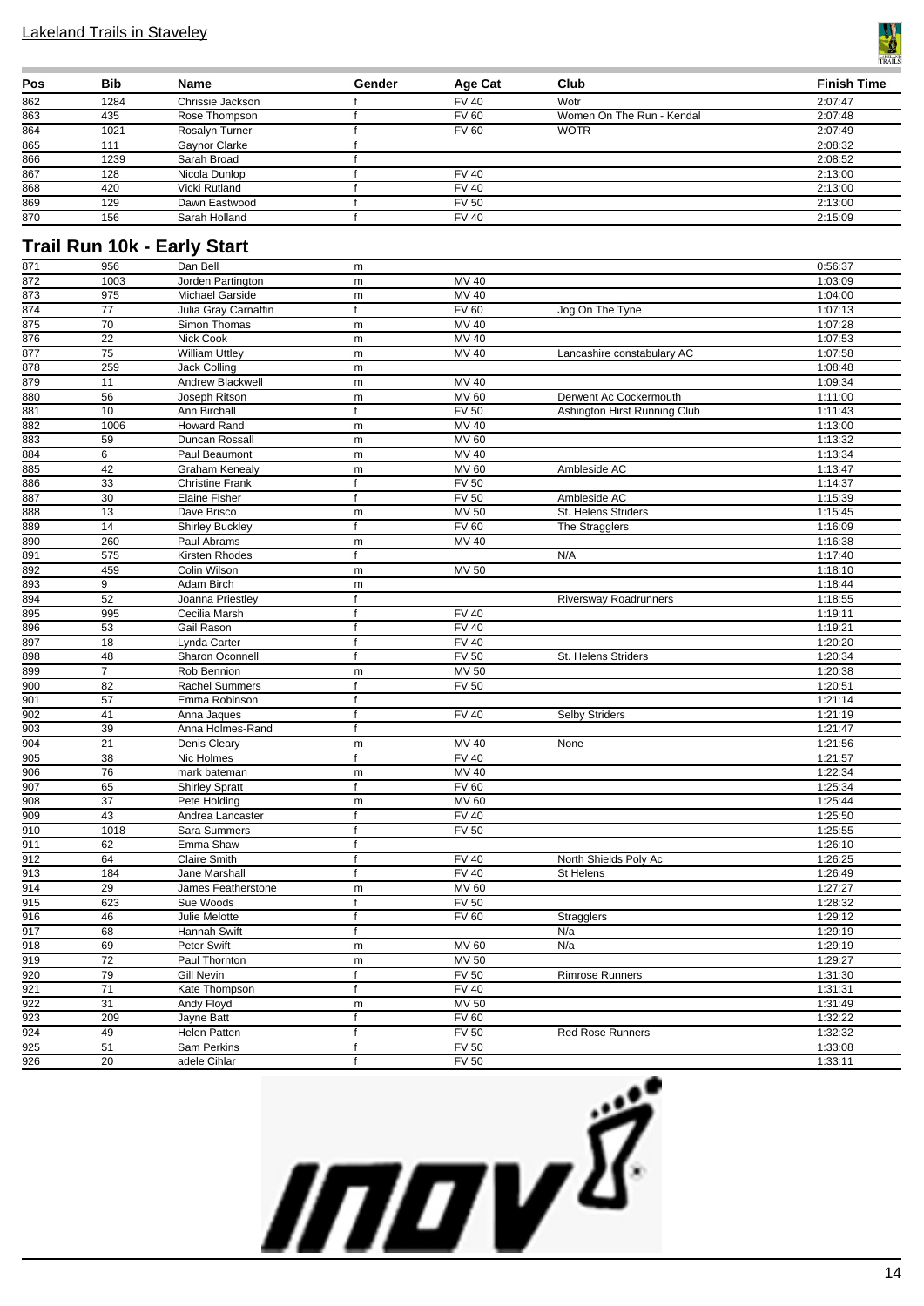| Pos | Bib | Name | Gender | Age Cat | Club | Finish Time |
|---|---|---|---|---|---|---|
| 862 | 1284 | Chrissie Jackson | f | FV 40 | Wotr | 2:07:47 |
| 863 | 435 | Rose Thompson | f | FV 60 | Women On The Run - Kendal | 2:07:48 |
| 864 | 1021 | Rosalyn Turner | f | FV 60 | WOTR | 2:07:49 |
| 865 | 111 | Gaynor Clarke | f | | | 2:08:32 |
| 866 | 1239 | Sarah Broad | f | | | 2:08:52 |
| 867 | 128 | Nicola Dunlop | f | FV 40 | | 2:13:00 |
| 868 | 420 | Vicki Rutland | f | FV 40 | | 2:13:00 |
| 869 | 129 | Dawn Eastwood | f | FV 50 | | 2:13:00 |
| 870 | 156 | Sarah Holland | f | FV 40 | | 2:15:09 |

## Trail Run 10k - Early Start

| Pos | Bib | Name | Gender | Age Cat | Club | Finish Time |
|---|---|---|---|---|---|---|
| 871 | 956 | Dan Bell | m | | | 0:56:37 |
| 872 | 1003 | Jorden Partington | m | MV 40 | | 1:03:09 |
| 873 | 975 | Michael Garside | m | MV 40 | | 1:04:00 |
| 874 | 77 | Julia Gray Carnaffin | f | FV 60 | Jog On The Tyne | 1:07:13 |
| 875 | 70 | Simon Thomas | m | MV 40 | | 1:07:28 |
| 876 | 22 | Nick Cook | m | MV 40 | | 1:07:53 |
| 877 | 75 | William Uttley | m | MV 40 | Lancashire constabulary AC | 1:07:58 |
| 878 | 259 | Jack Colling | m | | | 1:08:48 |
| 879 | 11 | Andrew Blackwell | m | MV 40 | | 1:09:34 |
| 880 | 56 | Joseph Ritson | m | MV 60 | Derwent Ac Cockermouth | 1:11:00 |
| 881 | 10 | Ann Birchall | f | FV 50 | Ashington Hirst Running Club | 1:11:43 |
| 882 | 1006 | Howard Rand | m | MV 40 | | 1:13:00 |
| 883 | 59 | Duncan Rossall | m | MV 60 | | 1:13:32 |
| 884 | 6 | Paul Beaumont | m | MV 40 | | 1:13:34 |
| 885 | 42 | Graham Kenealy | m | MV 60 | Ambleside AC | 1:13:47 |
| 886 | 33 | Christine Frank | f | FV 50 | | 1:14:37 |
| 887 | 30 | Elaine Fisher | f | FV 50 | Ambleside AC | 1:15:39 |
| 888 | 13 | Dave Brisco | m | MV 50 | St. Helens Striders | 1:15:45 |
| 889 | 14 | Shirley Buckley | f | FV 60 | The Stragglers | 1:16:09 |
| 890 | 260 | Paul Abrams | m | MV 40 | | 1:16:38 |
| 891 | 575 | Kirsten Rhodes | f | | N/A | 1:17:40 |
| 892 | 459 | Colin Wilson | m | MV 50 | | 1:18:10 |
| 893 | 9 | Adam Birch | m | | | 1:18:44 |
| 894 | 52 | Joanna Priestley | f | | Riversway Roadrunners | 1:18:55 |
| 895 | 995 | Cecilia Marsh | f | FV 40 | | 1:19:11 |
| 896 | 53 | Gail Rason | f | FV 40 | | 1:19:21 |
| 897 | 18 | Lynda Carter | f | FV 40 | | 1:20:20 |
| 898 | 48 | Sharon Oconnell | f | FV 50 | St. Helens Striders | 1:20:34 |
| 899 | 7 | Rob Bennion | m | MV 50 | | 1:20:38 |
| 900 | 82 | Rachel Summers | f | FV 50 | | 1:20:51 |
| 901 | 57 | Emma Robinson | f | | | 1:21:14 |
| 902 | 41 | Anna Jaques | f | FV 40 | Selby Striders | 1:21:19 |
| 903 | 39 | Anna Holmes-Rand | f | | | 1:21:47 |
| 904 | 21 | Denis Cleary | m | MV 40 | None | 1:21:56 |
| 905 | 38 | Nic Holmes | f | FV 40 | | 1:21:57 |
| 906 | 76 | mark bateman | m | MV 40 | | 1:22:34 |
| 907 | 65 | Shirley Spratt | f | FV 60 | | 1:25:34 |
| 908 | 37 | Pete Holding | m | MV 60 | | 1:25:44 |
| 909 | 43 | Andrea Lancaster | f | FV 40 | | 1:25:50 |
| 910 | 1018 | Sara Summers | f | FV 50 | | 1:25:55 |
| 911 | 62 | Emma Shaw | f | | | 1:26:10 |
| 912 | 64 | Claire Smith | f | FV 40 | North Shields Poly Ac | 1:26:25 |
| 913 | 184 | Jane Marshall | f | FV 40 | St Helens | 1:26:49 |
| 914 | 29 | James Featherstone | m | MV 60 | | 1:27:27 |
| 915 | 623 | Sue Woods | f | FV 50 | | 1:28:32 |
| 916 | 46 | Julie Melotte | f | FV 60 | Stragglers | 1:29:12 |
| 917 | 68 | Hannah Swift | f | | N/a | 1:29:19 |
| 918 | 69 | Peter Swift | m | MV 60 | N/a | 1:29:19 |
| 919 | 72 | Paul Thornton | m | MV 50 | | 1:29:27 |
| 920 | 79 | Gill Nevin | f | FV 50 | Rimrose Runners | 1:31:30 |
| 921 | 71 | Kate Thompson | f | FV 40 | | 1:31:31 |
| 922 | 31 | Andy Floyd | m | MV 50 | | 1:31:49 |
| 923 | 209 | Jayne Batt | f | FV 60 | | 1:32:22 |
| 924 | 49 | Helen Patten | f | FV 50 | Red Rose Runners | 1:32:32 |
| 925 | 51 | Sam Perkins | f | FV 50 | | 1:33:08 |
| 926 | 20 | adele Cihlar | f | FV 50 | | 1:33:11 |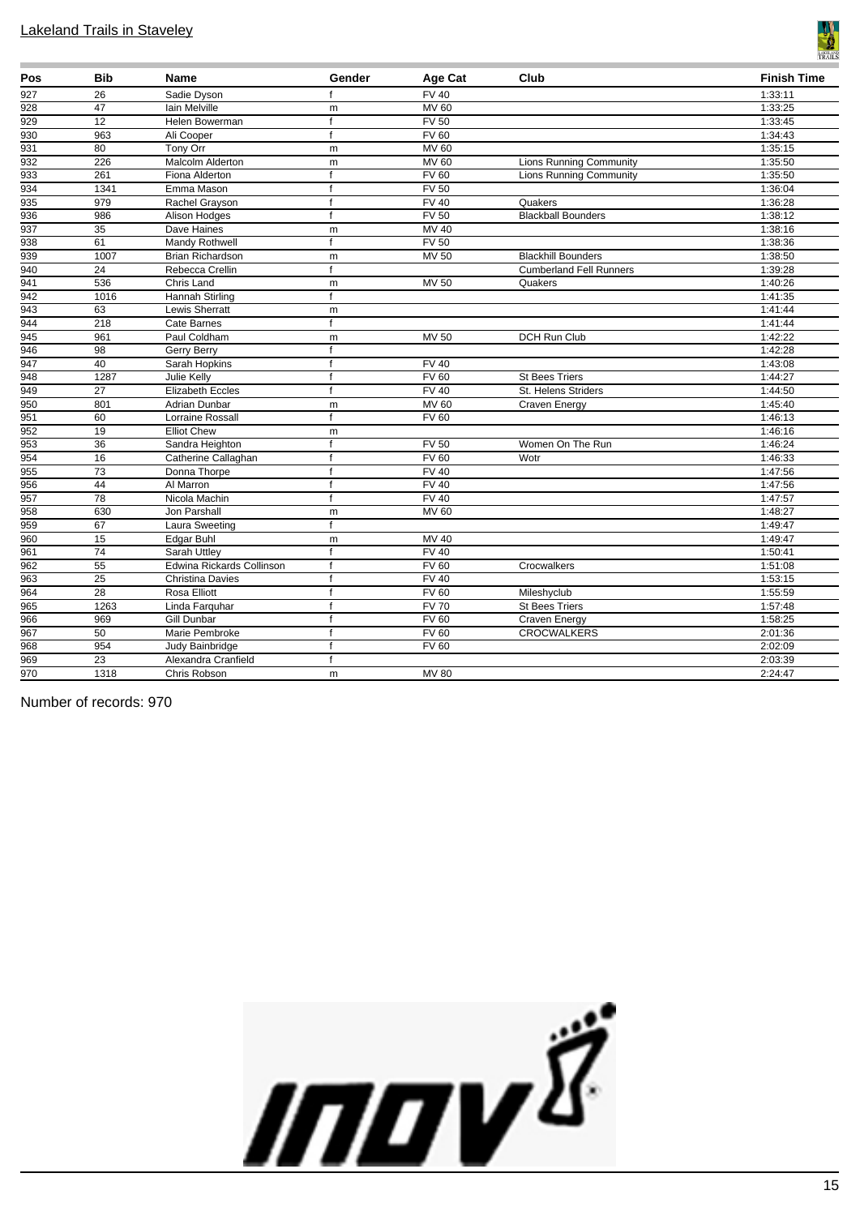Lakeland Trails in Staveley

| Pos | Bib | Name | Gender | Age Cat | Club | Finish Time |
|---|---|---|---|---|---|---|
| 927 | 26 | Sadie Dyson | f | FV 40 | | 1:33:11 |
| 928 | 47 | Iain Melville | m | MV 60 | | 1:33:25 |
| 929 | 12 | Helen Bowerman | f | FV 50 | | 1:33:45 |
| 930 | 963 | Ali Cooper | f | FV 60 | | 1:34:43 |
| 931 | 80 | Tony Orr | m | MV 60 | | 1:35:15 |
| 932 | 226 | Malcolm Alderton | m | MV 60 | Lions Running Community | 1:35:50 |
| 933 | 261 | Fiona Alderton | f | FV 60 | Lions Running Community | 1:35:50 |
| 934 | 1341 | Emma Mason | f | FV 50 | | 1:36:04 |
| 935 | 979 | Rachel Grayson | f | FV 40 | Quakers | 1:36:28 |
| 936 | 986 | Alison Hodges | f | FV 50 | Blackball Bounders | 1:38:12 |
| 937 | 35 | Dave Haines | m | MV 40 | | 1:38:16 |
| 938 | 61 | Mandy Rothwell | f | FV 50 | | 1:38:36 |
| 939 | 1007 | Brian Richardson | m | MV 50 | Blackhill Bounders | 1:38:50 |
| 940 | 24 | Rebecca Crellin | f | | Cumberland Fell Runners | 1:39:28 |
| 941 | 536 | Chris Land | m | MV 50 | Quakers | 1:40:26 |
| 942 | 1016 | Hannah Stirling | f | | | 1:41:35 |
| 943 | 63 | Lewis Sherratt | m | | | 1:41:44 |
| 944 | 218 | Cate Barnes | f | | | 1:41:44 |
| 945 | 961 | Paul Coldham | m | MV 50 | DCH Run Club | 1:42:22 |
| 946 | 98 | Gerry Berry | f | | | 1:42:28 |
| 947 | 40 | Sarah Hopkins | f | FV 40 | | 1:43:08 |
| 948 | 1287 | Julie Kelly | f | FV 60 | St Bees Triers | 1:44:27 |
| 949 | 27 | Elizabeth Eccles | f | FV 40 | St. Helens Striders | 1:44:50 |
| 950 | 801 | Adrian Dunbar | m | MV 60 | Craven Energy | 1:45:40 |
| 951 | 60 | Lorraine Rossall | f | FV 60 | | 1:46:13 |
| 952 | 19 | Elliot Chew | m | | | 1:46:16 |
| 953 | 36 | Sandra Heighton | f | FV 50 | Women On The Run | 1:46:24 |
| 954 | 16 | Catherine Callaghan | f | FV 60 | Wotr | 1:46:33 |
| 955 | 73 | Donna Thorpe | f | FV 40 | | 1:47:56 |
| 956 | 44 | Al Marron | f | FV 40 | | 1:47:56 |
| 957 | 78 | Nicola Machin | f | FV 40 | | 1:47:57 |
| 958 | 630 | Jon Parshall | m | MV 60 | | 1:48:27 |
| 959 | 67 | Laura Sweeting | f | | | 1:49:47 |
| 960 | 15 | Edgar Buhl | m | MV 40 | | 1:49:47 |
| 961 | 74 | Sarah Uttley | f | FV 40 | | 1:50:41 |
| 962 | 55 | Edwina Rickards Collinson | f | FV 60 | Crocwalkers | 1:51:08 |
| 963 | 25 | Christina Davies | f | FV 40 | | 1:53:15 |
| 964 | 28 | Rosa Elliott | f | FV 60 | Mileshyclub | 1:55:59 |
| 965 | 1263 | Linda Farquhar | f | FV 70 | St Bees Triers | 1:57:48 |
| 966 | 969 | Gill Dunbar | f | FV 60 | Craven Energy | 1:58:25 |
| 967 | 50 | Marie Pembroke | f | FV 60 | CROCWALKERS | 2:01:36 |
| 968 | 954 | Judy Bainbridge | f | FV 60 | | 2:02:09 |
| 969 | 23 | Alexandra Cranfield | f | | | 2:03:39 |
| 970 | 1318 | Chris Robson | m | MV 80 | | 2:24:47 |

Number of records: 970